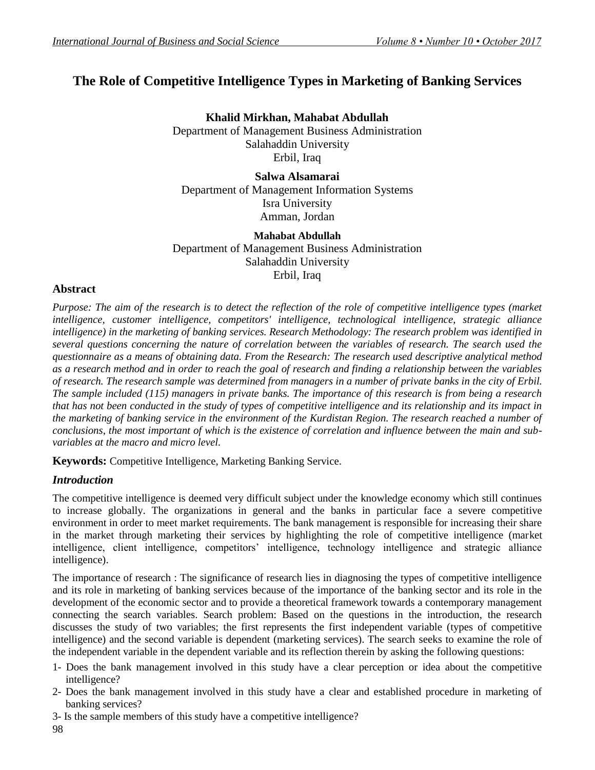# The Role of Competitive Intelligence Types in Marketing of Banking Services

**Khalid Mirkhan, Mahabat Abdullah**
Department of Management Business Administration
Salahaddin University
Erbil, Iraq

**Salwa Alsamarai**
Department of Management Information Systems
Isra University
Amman, Jordan

**Mahabat Abdullah**
Department of Management Business Administration
Salahaddin University
Erbil, Iraq

## Abstract

*Purpose: The aim of the research is to detect the reflection of the role of competitive intelligence types (market intelligence, customer intelligence, competitors' intelligence, technological intelligence, strategic alliance intelligence) in the marketing of banking services. Research Methodology: The research problem was identified in several questions concerning the nature of correlation between the variables of research. The search used the questionnaire as a means of obtaining data. From the Research: The research used descriptive analytical method as a research method and in order to reach the goal of research and finding a relationship between the variables of research. The research sample was determined from managers in a number of private banks in the city of Erbil. The sample included (115) managers in private banks. The importance of this research is from being a research that has not been conducted in the study of types of competitive intelligence and its relationship and its impact in the marketing of banking service in the environment of the Kurdistan Region. The research reached a number of conclusions, the most important of which is the existence of correlation and influence between the main and sub-variables at the macro and micro level.*

**Keywords:** Competitive Intelligence, Marketing Banking Service.

## *Introduction*

The competitive intelligence is deemed very difficult subject under the knowledge economy which still continues to increase globally. The organizations in general and the banks in particular face a severe competitive environment in order to meet market requirements. The bank management is responsible for increasing their share in the market through marketing their services by highlighting the role of competitive intelligence (market intelligence, client intelligence, competitors' intelligence, technology intelligence and strategic alliance intelligence).

The importance of research : The significance of research lies in diagnosing the types of competitive intelligence and its role in marketing of banking services because of the importance of the banking sector and its role in the development of the economic sector and to provide a theoretical framework towards a contemporary management connecting the search variables. Search problem: Based on the questions in the introduction, the research discusses the study of two variables; the first represents the first independent variable (types of competitive intelligence) and the second variable is dependent (marketing services). The search seeks to examine the role of the independent variable in the dependent variable and its reflection therein by asking the following questions:

1- Does the bank management involved in this study have a clear perception or idea about the competitive intelligence?
2- Does the bank management involved in this study have a clear and established procedure in marketing of banking services?
3- Is the sample members of this study have a competitive intelligence?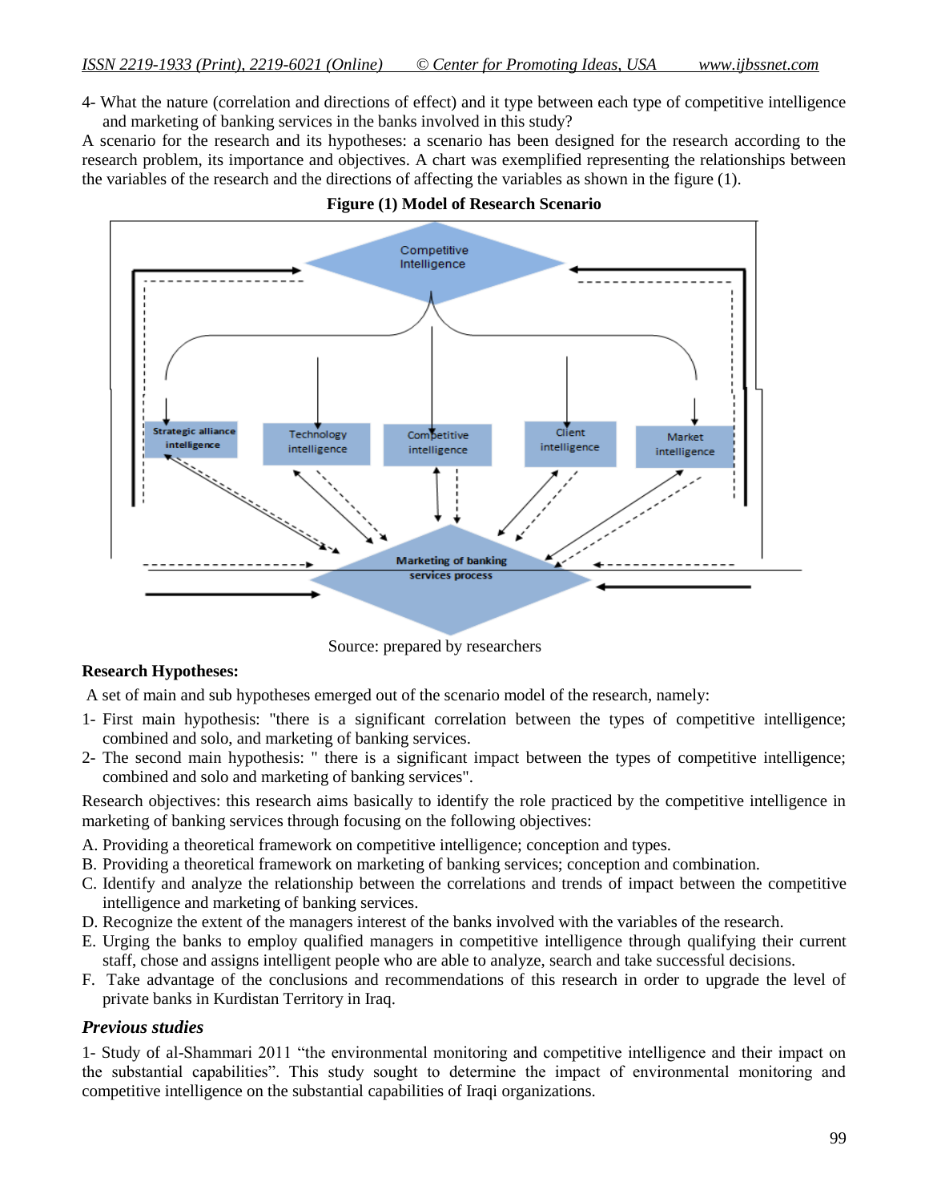4- What the nature (correlation and directions of effect) and it type between each type of competitive intelligence and marketing of banking services in the banks involved in this study?

A scenario for the research and its hypotheses: a scenario has been designed for the research according to the research problem, its importance and objectives. A chart was exemplified representing the relationships between the variables of the research and the directions of affecting the variables as shown in the figure (1).

**Figure (1) Model of Research Scenario**

Source: prepared by researchers

**Research Hypotheses:**

A set of main and sub hypotheses emerged out of the scenario model of the research, namely:

1- First main hypothesis: "there is a significant correlation between the types of competitive intelligence; combined and solo, and marketing of banking services.
2- The second main hypothesis: " there is a significant impact between the types of competitive intelligence; combined and solo and marketing of banking services".

Research objectives: this research aims basically to identify the role practiced by the competitive intelligence in marketing of banking services through focusing on the following objectives:

A. Providing a theoretical framework on competitive intelligence; conception and types.
B. Providing a theoretical framework on marketing of banking services; conception and combination.
C. Identify and analyze the relationship between the correlations and trends of impact between the competitive intelligence and marketing of banking services.
D. Recognize the extent of the managers interest of the banks involved with the variables of the research.
E. Urging the banks to employ qualified managers in competitive intelligence through qualifying their current staff, chose and assigns intelligent people who are able to analyze, search and take successful decisions.
F. Take advantage of the conclusions and recommendations of this research in order to upgrade the level of private banks in Kurdistan Territory in Iraq.

### *Previous studies*

1- Study of al-Shammari 2011 "the environmental monitoring and competitive intelligence and their impact on the substantial capabilities". This study sought to determine the impact of environmental monitoring and competitive intelligence on the substantial capabilities of Iraqi organizations.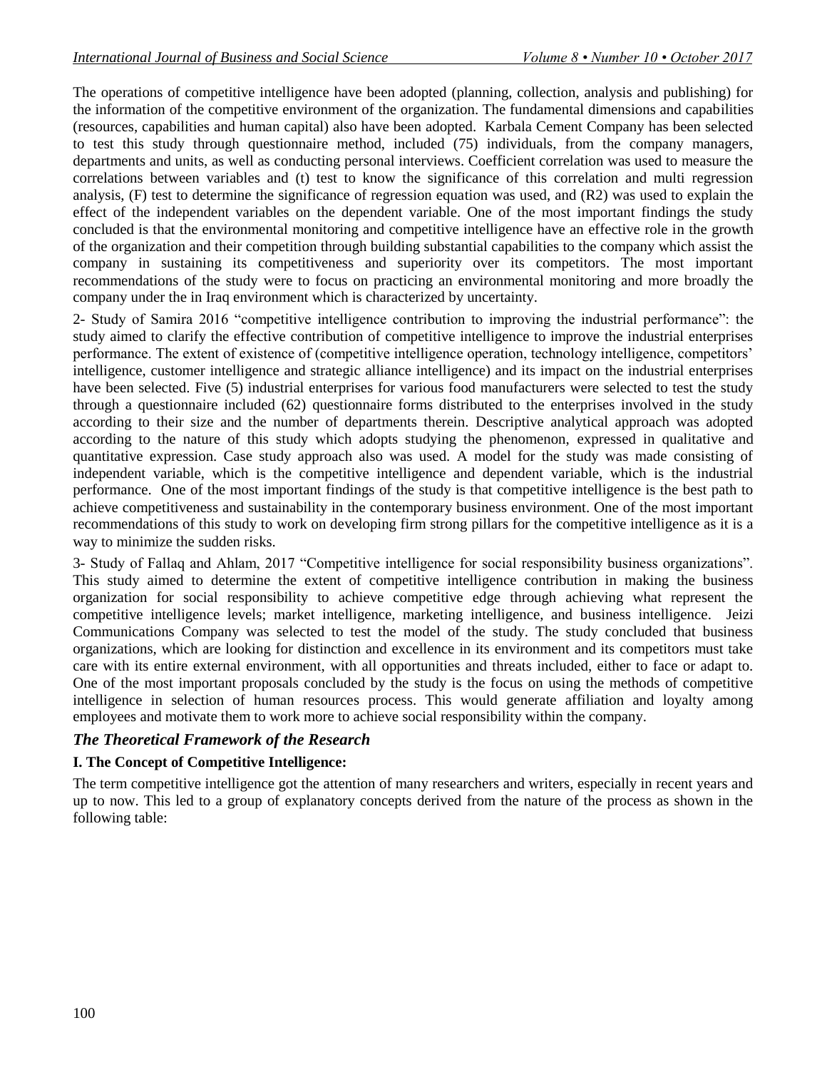The operations of competitive intelligence have been adopted (planning, collection, analysis and publishing) for the information of the competitive environment of the organization. The fundamental dimensions and capabilities (resources, capabilities and human capital) also have been adopted. Karbala Cement Company has been selected to test this study through questionnaire method, included (75) individuals, from the company managers, departments and units, as well as conducting personal interviews. Coefficient correlation was used to measure the correlations between variables and (t) test to know the significance of this correlation and multi regression analysis, (F) test to determine the significance of regression equation was used, and (R2) was used to explain the effect of the independent variables on the dependent variable. One of the most important findings the study concluded is that the environmental monitoring and competitive intelligence have an effective role in the growth of the organization and their competition through building substantial capabilities to the company which assist the company in sustaining its competitiveness and superiority over its competitors. The most important recommendations of the study were to focus on practicing an environmental monitoring and more broadly the company under the in Iraq environment which is characterized by uncertainty.

2- Study of Samira 2016 "competitive intelligence contribution to improving the industrial performance": the study aimed to clarify the effective contribution of competitive intelligence to improve the industrial enterprises performance. The extent of existence of (competitive intelligence operation, technology intelligence, competitors' intelligence, customer intelligence and strategic alliance intelligence) and its impact on the industrial enterprises have been selected. Five (5) industrial enterprises for various food manufacturers were selected to test the study through a questionnaire included (62) questionnaire forms distributed to the enterprises involved in the study according to their size and the number of departments therein. Descriptive analytical approach was adopted according to the nature of this study which adopts studying the phenomenon, expressed in qualitative and quantitative expression. Case study approach also was used. A model for the study was made consisting of independent variable, which is the competitive intelligence and dependent variable, which is the industrial performance. One of the most important findings of the study is that competitive intelligence is the best path to achieve competitiveness and sustainability in the contemporary business environment. One of the most important recommendations of this study to work on developing firm strong pillars for the competitive intelligence as it is a way to minimize the sudden risks.

3- Study of Fallaq and Ahlam, 2017 "Competitive intelligence for social responsibility business organizations". This study aimed to determine the extent of competitive intelligence contribution in making the business organization for social responsibility to achieve competitive edge through achieving what represent the competitive intelligence levels; market intelligence, marketing intelligence, and business intelligence. Jeizi Communications Company was selected to test the model of the study. The study concluded that business organizations, which are looking for distinction and excellence in its environment and its competitors must take care with its entire external environment, with all opportunities and threats included, either to face or adapt to. One of the most important proposals concluded by the study is the focus on using the methods of competitive intelligence in selection of human resources process. This would generate affiliation and loyalty among employees and motivate them to work more to achieve social responsibility within the company.

## *The Theoretical Framework of the Research*

### I. The Concept of Competitive Intelligence:

The term competitive intelligence got the attention of many researchers and writers, especially in recent years and up to now. This led to a group of explanatory concepts derived from the nature of the process as shown in the following table: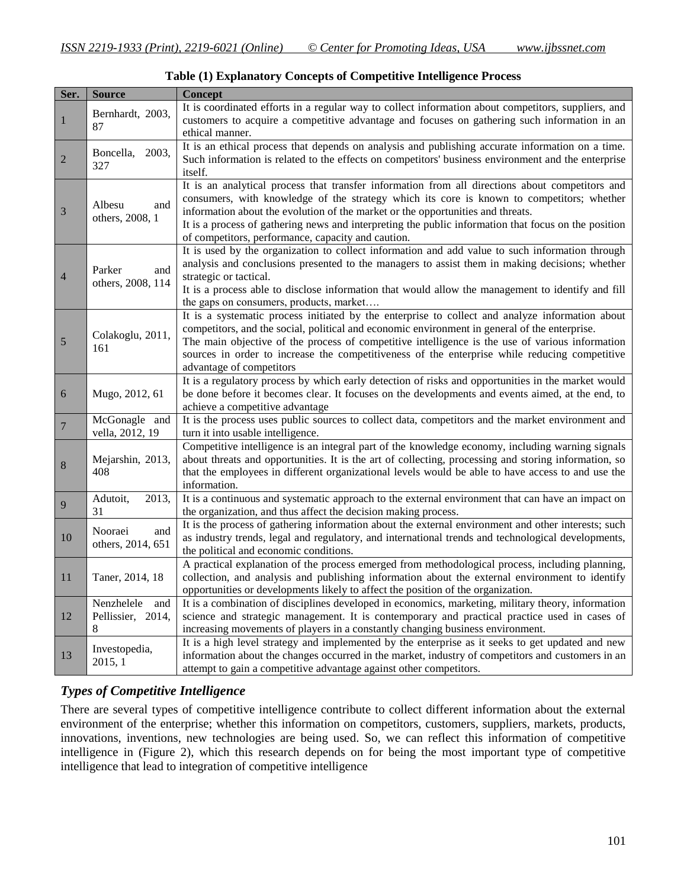**Table (1) Explanatory Concepts of Competitive Intelligence Process**

| Ser. | Source | Concept |
|---|---|---|
| 1 | Bernhardt, 2003, 87 | It is coordinated efforts in a regular way to collect information about competitors, suppliers, and customers to acquire a competitive advantage and focuses on gathering such information in an ethical manner. |
| 2 | Boncella, 2003, 327 | It is an ethical process that depends on analysis and publishing accurate information on a time. Such information is related to the effects on competitors' business environment and the enterprise itself. |
| 3 | Albesu and others, 2008, 1 | It is an analytical process that transfer information from all directions about competitors and consumers, with knowledge of the strategy which its core is known to competitors; whether information about the evolution of the market or the opportunities and threats. It is a process of gathering news and interpreting the public information that focus on the position of competitors, performance, capacity and caution. |
| 4 | Parker and others, 2008, 114 | It is used by the organization to collect information and add value to such information through analysis and conclusions presented to the managers to assist them in making decisions; whether strategic or tactical. It is a process able to disclose information that would allow the management to identify and fill the gaps on consumers, products, market…. |
| 5 | Colakoglu, 2011, 161 | It is a systematic process initiated by the enterprise to collect and analyze information about competitors, and the social, political and economic environment in general of the enterprise. The main objective of the process of competitive intelligence is the use of various information sources in order to increase the competitiveness of the enterprise while reducing competitive advantage of competitors |
| 6 | Mugo, 2012, 61 | It is a regulatory process by which early detection of risks and opportunities in the market would be done before it becomes clear. It focuses on the developments and events aimed, at the end, to achieve a competitive advantage |
| 7 | McGonagle and vella, 2012, 19 | It is the process uses public sources to collect data, competitors and the market environment and turn it into usable intelligence. |
| 8 | Mejarshin, 2013, 408 | Competitive intelligence is an integral part of the knowledge economy, including warning signals about threats and opportunities. It is the art of collecting, processing and storing information, so that the employees in different organizational levels would be able to have access to and use the information. |
| 9 | Adutoit, 2013, 31 | It is a continuous and systematic approach to the external environment that can have an impact on the organization, and thus affect the decision making process. |
| 10 | Nooraei and others, 2014, 651 | It is the process of gathering information about the external environment and other interests; such as industry trends, legal and regulatory, and international trends and technological developments, the political and economic conditions. |
| 11 | Taner, 2014, 18 | A practical explanation of the process emerged from methodological process, including planning, collection, and analysis and publishing information about the external environment to identify opportunities or developments likely to affect the position of the organization. |
| 12 | Nenzhelele and Pellissier, 2014, 8 | It is a combination of disciplines developed in economics, marketing, military theory, information science and strategic management. It is contemporary and practical practice used in cases of increasing movements of players in a constantly changing business environment. |
| 13 | Investopedia, 2015, 1 | It is a high level strategy and implemented by the enterprise as it seeks to get updated and new information about the changes occurred in the market, industry of competitors and customers in an attempt to gain a competitive advantage against other competitors. |

### *Types of Competitive Intelligence*

There are several types of competitive intelligence contribute to collect different information about the external environment of the enterprise; whether this information on competitors, customers, suppliers, markets, products, innovations, inventions, new technologies are being used. So, we can reflect this information of competitive intelligence in (Figure 2), which this research depends on for being the most important type of competitive intelligence that lead to integration of competitive intelligence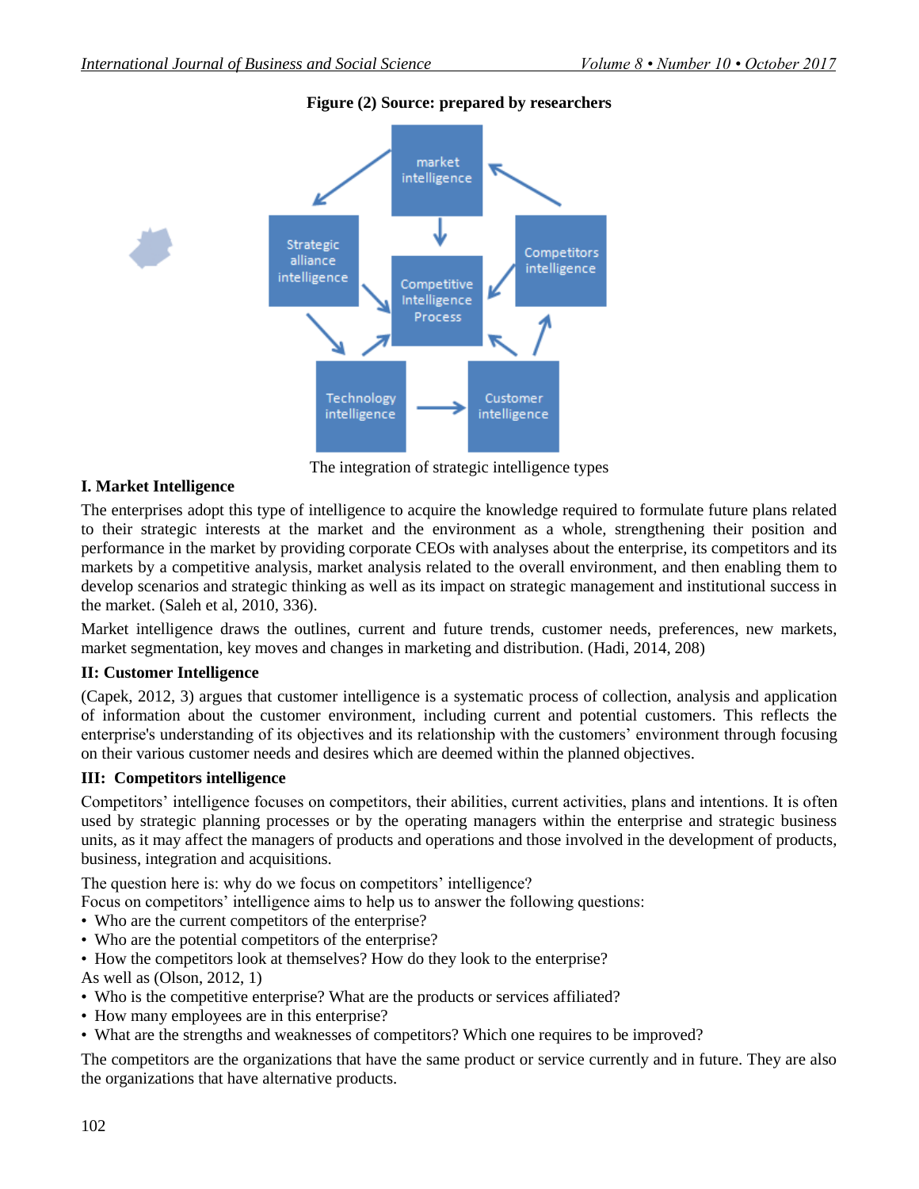**Figure (2) Source: prepared by researchers**

The integration of strategic intelligence types

### I. Market Intelligence

The enterprises adopt this type of intelligence to acquire the knowledge required to formulate future plans related to their strategic interests at the market and the environment as a whole, strengthening their position and performance in the market by providing corporate CEOs with analyses about the enterprise, its competitors and its markets by a competitive analysis, market analysis related to the overall environment, and then enabling them to develop scenarios and strategic thinking as well as its impact on strategic management and institutional success in the market. (Saleh et al, 2010, 336).

Market intelligence draws the outlines, current and future trends, customer needs, preferences, new markets, market segmentation, key moves and changes in marketing and distribution. (Hadi, 2014, 208)

### II: Customer Intelligence

(Capek, 2012, 3) argues that customer intelligence is a systematic process of collection, analysis and application of information about the customer environment, including current and potential customers. This reflects the enterprise's understanding of its objectives and its relationship with the customers' environment through focusing on their various customer needs and desires which are deemed within the planned objectives.

### III: Competitors intelligence

Competitors' intelligence focuses on competitors, their abilities, current activities, plans and intentions. It is often used by strategic planning processes or by the operating managers within the enterprise and strategic business units, as it may affect the managers of products and operations and those involved in the development of products, business, integration and acquisitions.

The question here is: why do we focus on competitors' intelligence?
Focus on competitors' intelligence aims to help us to answer the following questions:

- Who are the current competitors of the enterprise?
- Who are the potential competitors of the enterprise?
- How the competitors look at themselves? How do they look to the enterprise?

As well as (Olson, 2012, 1)

- Who is the competitive enterprise? What are the products or services affiliated?
- How many employees are in this enterprise?
- What are the strengths and weaknesses of competitors? Which one requires to be improved?

The competitors are the organizations that have the same product or service currently and in future. They are also the organizations that have alternative products.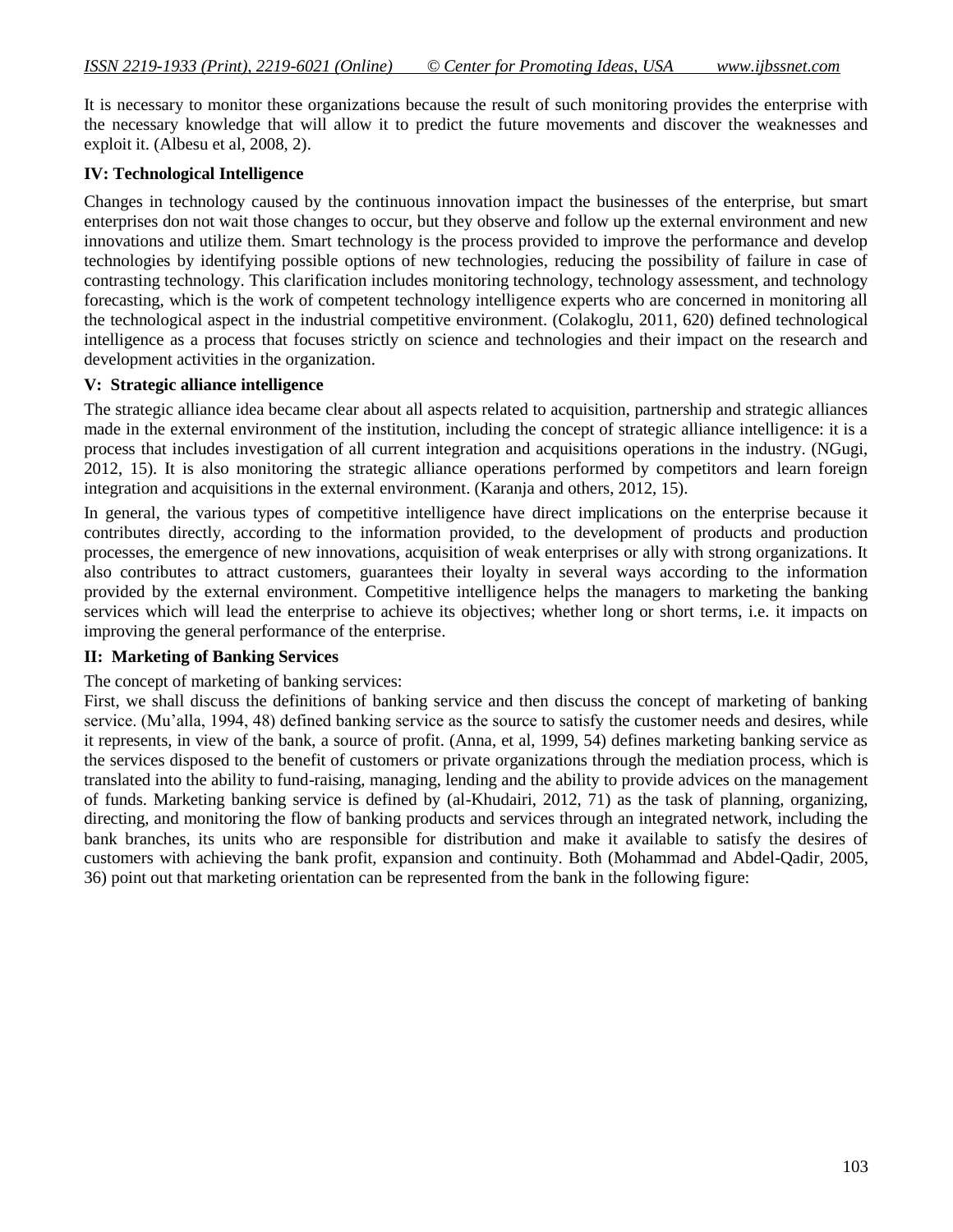It is necessary to monitor these organizations because the result of such monitoring provides the enterprise with the necessary knowledge that will allow it to predict the future movements and discover the weaknesses and exploit it. (Albesu et al, 2008, 2).

**IV: Technological Intelligence**

Changes in technology caused by the continuous innovation impact the businesses of the enterprise, but smart enterprises don not wait those changes to occur, but they observe and follow up the external environment and new innovations and utilize them. Smart technology is the process provided to improve the performance and develop technologies by identifying possible options of new technologies, reducing the possibility of failure in case of contrasting technology. This clarification includes monitoring technology, technology assessment, and technology forecasting, which is the work of competent technology intelligence experts who are concerned in monitoring all the technological aspect in the industrial competitive environment. (Colakoglu, 2011, 620) defined technological intelligence as a process that focuses strictly on science and technologies and their impact on the research and development activities in the organization.

**V: Strategic alliance intelligence**

The strategic alliance idea became clear about all aspects related to acquisition, partnership and strategic alliances made in the external environment of the institution, including the concept of strategic alliance intelligence: it is a process that includes investigation of all current integration and acquisitions operations in the industry. (NGugi, 2012, 15). It is also monitoring the strategic alliance operations performed by competitors and learn foreign integration and acquisitions in the external environment. (Karanja and others, 2012, 15).

In general, the various types of competitive intelligence have direct implications on the enterprise because it contributes directly, according to the information provided, to the development of products and production processes, the emergence of new innovations, acquisition of weak enterprises or ally with strong organizations. It also contributes to attract customers, guarantees their loyalty in several ways according to the information provided by the external environment. Competitive intelligence helps the managers to marketing the banking services which will lead the enterprise to achieve its objectives; whether long or short terms, i.e. it impacts on improving the general performance of the enterprise.

**II: Marketing of Banking Services**

The concept of marketing of banking services:

First, we shall discuss the definitions of banking service and then discuss the concept of marketing of banking service. (Mu'alla, 1994, 48) defined banking service as the source to satisfy the customer needs and desires, while it represents, in view of the bank, a source of profit. (Anna, et al, 1999, 54) defines marketing banking service as the services disposed to the benefit of customers or private organizations through the mediation process, which is translated into the ability to fund-raising, managing, lending and the ability to provide advices on the management of funds. Marketing banking service is defined by (al-Khudairi, 2012, 71) as the task of planning, organizing, directing, and monitoring the flow of banking products and services through an integrated network, including the bank branches, its units who are responsible for distribution and make it available to satisfy the desires of customers with achieving the bank profit, expansion and continuity. Both (Mohammad and Abdel-Qadir, 2005, 36) point out that marketing orientation can be represented from the bank in the following figure: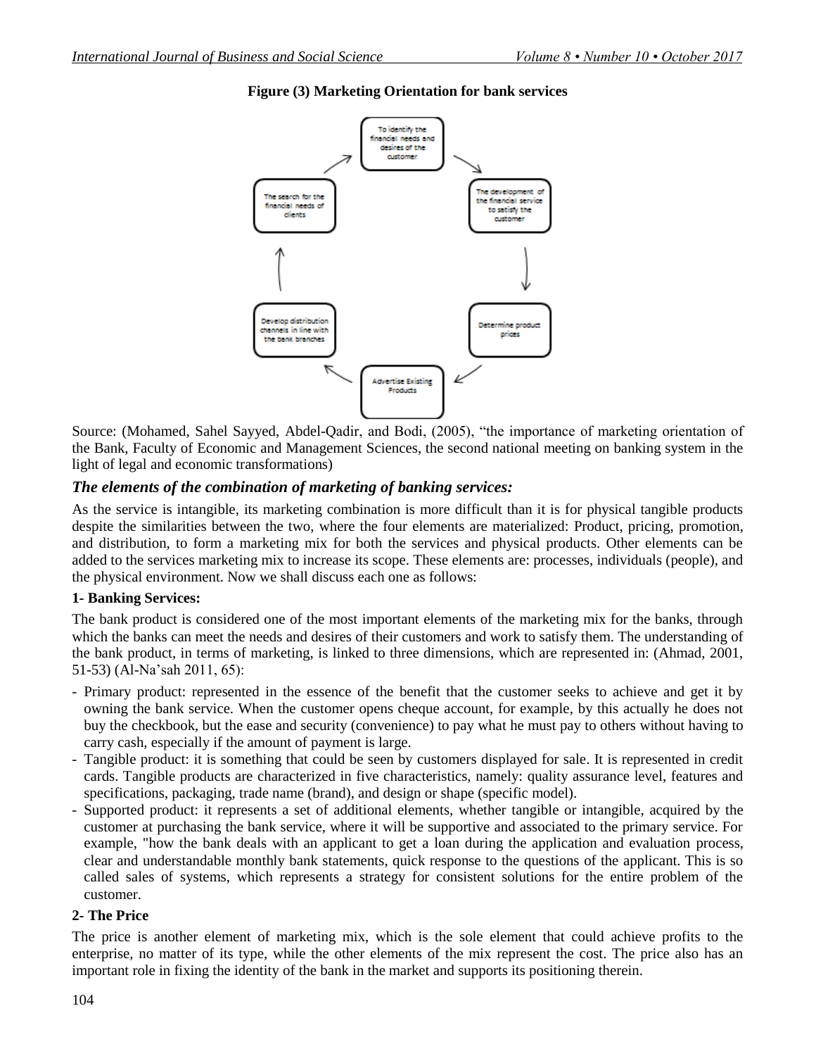**Figure (3) Marketing Orientation for bank services**

Source: (Mohamed, Sahel Sayyed, Abdel-Qadir, and Bodi, (2005), "the importance of marketing orientation of the Bank, Faculty of Economic and Management Sciences, the second national meeting on banking system in the light of legal and economic transformations)

## *The elements of the combination of marketing of banking services:*

As the service is intangible, its marketing combination is more difficult than it is for physical tangible products despite the similarities between the two, where the four elements are materialized: Product, pricing, promotion, and distribution, to form a marketing mix for both the services and physical products. Other elements can be added to the services marketing mix to increase its scope. These elements are: processes, individuals (people), and the physical environment. Now we shall discuss each one as follows:

### 1- Banking Services:

The bank product is considered one of the most important elements of the marketing mix for the banks, through which the banks can meet the needs and desires of their customers and work to satisfy them. The understanding of the bank product, in terms of marketing, is linked to three dimensions, which are represented in: (Ahmad, 2001, 51-53) (Al-Na'sah 2011, 65):

- Primary product: represented in the essence of the benefit that the customer seeks to achieve and get it by owning the bank service. When the customer opens cheque account, for example, by this actually he does not buy the checkbook, but the ease and security (convenience) to pay what he must pay to others without having to carry cash, especially if the amount of payment is large.
- Tangible product: it is something that could be seen by customers displayed for sale. It is represented in credit cards. Tangible products are characterized in five characteristics, namely: quality assurance level, features and specifications, packaging, trade name (brand), and design or shape (specific model).
- Supported product: it represents a set of additional elements, whether tangible or intangible, acquired by the customer at purchasing the bank service, where it will be supportive and associated to the primary service. For example, "how the bank deals with an applicant to get a loan during the application and evaluation process, clear and understandable monthly bank statements, quick response to the questions of the applicant. This is so called sales of systems, which represents a strategy for consistent solutions for the entire problem of the customer.

### 2- The Price

The price is another element of marketing mix, which is the sole element that could achieve profits to the enterprise, no matter of its type, while the other elements of the mix represent the cost. The price also has an important role in fixing the identity of the bank in the market and supports its positioning therein.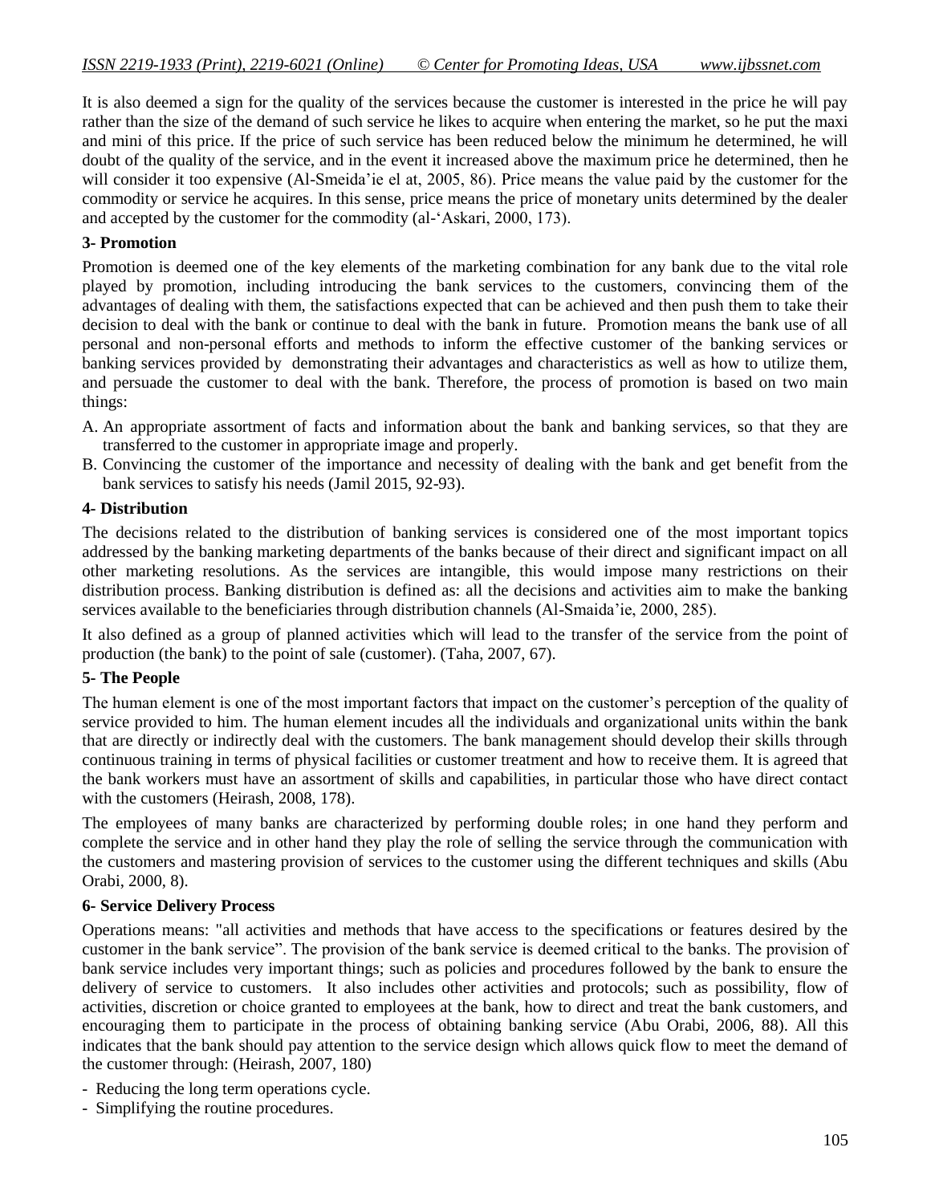It is also deemed a sign for the quality of the services because the customer is interested in the price he will pay rather than the size of the demand of such service he likes to acquire when entering the market, so he put the maxi and mini of this price. If the price of such service has been reduced below the minimum he determined, he will doubt of the quality of the service, and in the event it increased above the maximum price he determined, then he will consider it too expensive (Al-Smeida'ie el at, 2005, 86). Price means the value paid by the customer for the commodity or service he acquires. In this sense, price means the price of monetary units determined by the dealer and accepted by the customer for the commodity (al-'Askari, 2000, 173).

**3- Promotion**

Promotion is deemed one of the key elements of the marketing combination for any bank due to the vital role played by promotion, including introducing the bank services to the customers, convincing them of the advantages of dealing with them, the satisfactions expected that can be achieved and then push them to take their decision to deal with the bank or continue to deal with the bank in future. Promotion means the bank use of all personal and non-personal efforts and methods to inform the effective customer of the banking services or banking services provided by demonstrating their advantages and characteristics as well as how to utilize them, and persuade the customer to deal with the bank. Therefore, the process of promotion is based on two main things:

A. An appropriate assortment of facts and information about the bank and banking services, so that they are transferred to the customer in appropriate image and properly.
B. Convincing the customer of the importance and necessity of dealing with the bank and get benefit from the bank services to satisfy his needs (Jamil 2015, 92-93).

**4- Distribution**

The decisions related to the distribution of banking services is considered one of the most important topics addressed by the banking marketing departments of the banks because of their direct and significant impact on all other marketing resolutions. As the services are intangible, this would impose many restrictions on their distribution process. Banking distribution is defined as: all the decisions and activities aim to make the banking services available to the beneficiaries through distribution channels (Al-Smaida'ie, 2000, 285).

It also defined as a group of planned activities which will lead to the transfer of the service from the point of production (the bank) to the point of sale (customer). (Taha, 2007, 67).

**5- The People**

The human element is one of the most important factors that impact on the customer's perception of the quality of service provided to him. The human element incudes all the individuals and organizational units within the bank that are directly or indirectly deal with the customers. The bank management should develop their skills through continuous training in terms of physical facilities or customer treatment and how to receive them. It is agreed that the bank workers must have an assortment of skills and capabilities, in particular those who have direct contact with the customers (Heirash, 2008, 178).

The employees of many banks are characterized by performing double roles; in one hand they perform and complete the service and in other hand they play the role of selling the service through the communication with the customers and mastering provision of services to the customer using the different techniques and skills (Abu Orabi, 2000, 8).

**6- Service Delivery Process**

Operations means: "all activities and methods that have access to the specifications or features desired by the customer in the bank service". The provision of the bank service is deemed critical to the banks. The provision of bank service includes very important things; such as policies and procedures followed by the bank to ensure the delivery of service to customers. It also includes other activities and protocols; such as possibility, flow of activities, discretion or choice granted to employees at the bank, how to direct and treat the bank customers, and encouraging them to participate in the process of obtaining banking service (Abu Orabi, 2006, 88). All this indicates that the bank should pay attention to the service design which allows quick flow to meet the demand of the customer through: (Heirash, 2007, 180)

- Reducing the long term operations cycle.
- Simplifying the routine procedures.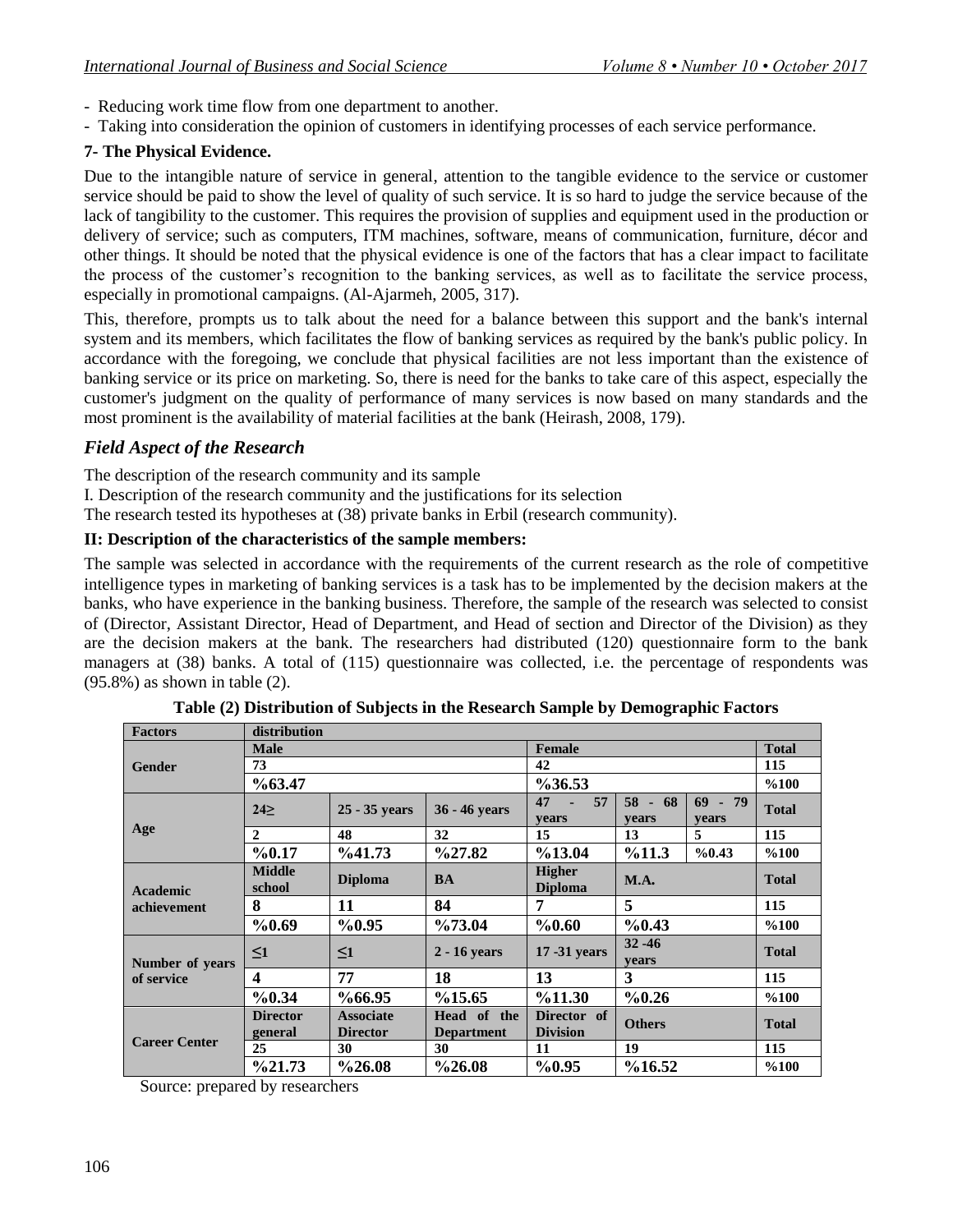- Reducing work time flow from one department to another.
- Taking into consideration the opinion of customers in identifying processes of each service performance.

**7- The Physical Evidence.**

Due to the intangible nature of service in general, attention to the tangible evidence to the service or customer service should be paid to show the level of quality of such service. It is so hard to judge the service because of the lack of tangibility to the customer. This requires the provision of supplies and equipment used in the production or delivery of service; such as computers, ITM machines, software, means of communication, furniture, décor and other things. It should be noted that the physical evidence is one of the factors that has a clear impact to facilitate the process of the customer's recognition to the banking services, as well as to facilitate the service process, especially in promotional campaigns. (Al-Ajarmeh, 2005, 317).

This, therefore, prompts us to talk about the need for a balance between this support and the bank's internal system and its members, which facilitates the flow of banking services as required by the bank's public policy. In accordance with the foregoing, we conclude that physical facilities are not less important than the existence of banking service or its price on marketing. So, there is need for the banks to take care of this aspect, especially the customer's judgment on the quality of performance of many services is now based on many standards and the most prominent is the availability of material facilities at the bank (Heirash, 2008, 179).

## *Field Aspect of the Research*

The description of the research community and its sample

I. Description of the research community and the justifications for its selection

The research tested its hypotheses at (38) private banks in Erbil (research community).

**II: Description of the characteristics of the sample members:**

The sample was selected in accordance with the requirements of the current research as the role of competitive intelligence types in marketing of banking services is a task has to be implemented by the decision makers at the banks, who have experience in the banking business. Therefore, the sample of the research was selected to consist of (Director, Assistant Director, Head of Department, and Head of section and Director of the Division) as they are the decision makers at the bank. The researchers had distributed (120) questionnaire form to the bank managers at (38) banks. A total of (115) questionnaire was collected, i.e. the percentage of respondents was (95.8%) as shown in table (2).

**Table (2) Distribution of Subjects in the Research Sample by Demographic Factors**

| Factors | distribution | | | | | | |
|---|---|---|---|---|---|---|---|
| Gender | Male | | | Female | | | Total |
| | 73 | | | 42 | | | 115 |
| | %63.47 | | | %36.53 | | | %100 |
| Age | 24≥ | 25 - 35 years | 36 - 46 years | 47 - 57 years | 58 - 68 years | 69 - 79 years | Total |
| | 2 | 48 | 32 | 15 | 13 | 5 | 115 |
| | %0.17 | %41.73 | %27.82 | %13.04 | %11.3 | %0.43 | %100 |
| Academic achievement | Middle school | Diploma | BA | Higher Diploma | M.A. | | Total |
| | 8 | 11 | 84 | 7 | 5 | | 115 |
| | %0.69 | %0.95 | %73.04 | %0.60 | %0.43 | | %100 |
| Number of years of service | ≤1 | ≤1 | 2 - 16 years | 17 -31 years | 32 -46 years | | Total |
| | 4 | 77 | 18 | 13 | 3 | | 115 |
| | %0.34 | %66.95 | %15.65 | %11.30 | %0.26 | | %100 |
| Career Center | Director general | Associate Director | Head of the Department | Director of Division | Others | | Total |
| | 25 | 30 | 30 | 11 | 19 | | 115 |
| | %21.73 | %26.08 | %26.08 | %0.95 | %16.52 | | %100 |

Source: prepared by researchers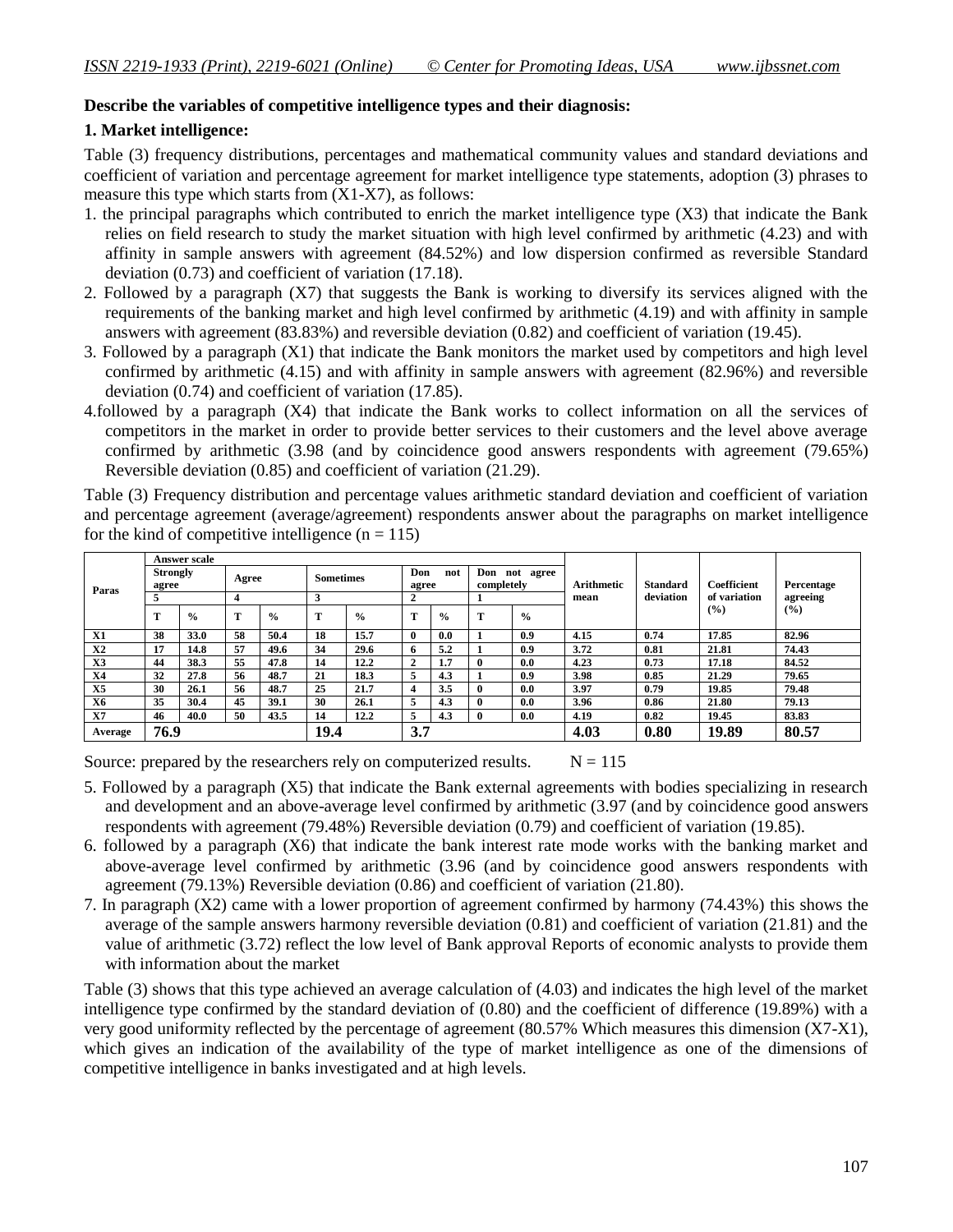**Describe the variables of competitive intelligence types and their diagnosis:**

**1. Market intelligence:**

Table (3) frequency distributions, percentages and mathematical community values and standard deviations and coefficient of variation and percentage agreement for market intelligence type statements, adoption (3) phrases to measure this type which starts from (X1-X7), as follows:

1. the principal paragraphs which contributed to enrich the market intelligence type (X3) that indicate the Bank relies on field research to study the market situation with high level confirmed by arithmetic (4.23) and with affinity in sample answers with agreement (84.52%) and low dispersion confirmed as reversible Standard deviation (0.73) and coefficient of variation (17.18).
2. Followed by a paragraph (X7) that suggests the Bank is working to diversify its services aligned with the requirements of the banking market and high level confirmed by arithmetic (4.19) and with affinity in sample answers with agreement (83.83%) and reversible deviation (0.82) and coefficient of variation (19.45).
3. Followed by a paragraph (X1) that indicate the Bank monitors the market used by competitors and high level confirmed by arithmetic (4.15) and with affinity in sample answers with agreement (82.96%) and reversible deviation (0.74) and coefficient of variation (17.85).
4. followed by a paragraph (X4) that indicate the Bank works to collect information on all the services of competitors in the market in order to provide better services to their customers and the level above average confirmed by arithmetic (3.98 (and by coincidence good answers respondents with agreement (79.65%) Reversible deviation (0.85) and coefficient of variation (21.29).

Table (3) Frequency distribution and percentage values arithmetic standard deviation and coefficient of variation and percentage agreement (average/agreement) respondents answer about the paragraphs on market intelligence for the kind of competitive intelligence (n = 115)

| Paras | Answer scale | | | | | | | | | | Arithmetic mean | Standard deviation | Coefficient of variation (%) | Percentage agreeing (%) |
|---|---|---|---|---|---|---|---|---|---|---|---|---|---|---|
| | Strongly agree | | Agree | | Sometimes | | Don not agree | | Don not agree completely | | | | | |
| | 5 | | 4 | | 3 | | 2 | | 1 | | | | | |
| | T | % | T | % | T | % | T | % | T | % | | | | |
| X1 | 38 | 33.0 | 58 | 50.4 | 18 | 15.7 | 0 | 0.0 | 1 | 0.9 | 4.15 | 0.74 | 17.85 | 82.96 |
| X2 | 17 | 14.8 | 57 | 49.6 | 34 | 29.6 | 6 | 5.2 | 1 | 0.9 | 3.72 | 0.81 | 21.81 | 74.43 |
| X3 | 44 | 38.3 | 55 | 47.8 | 14 | 12.2 | 2 | 1.7 | 0 | 0.0 | 4.23 | 0.73 | 17.18 | 84.52 |
| X4 | 32 | 27.8 | 56 | 48.7 | 21 | 18.3 | 5 | 4.3 | 1 | 0.9 | 3.98 | 0.85 | 21.29 | 79.65 |
| X5 | 30 | 26.1 | 56 | 48.7 | 25 | 21.7 | 4 | 3.5 | 0 | 0.0 | 3.97 | 0.79 | 19.85 | 79.48 |
| X6 | 35 | 30.4 | 45 | 39.1 | 30 | 26.1 | 5 | 4.3 | 0 | 0.0 | 3.96 | 0.86 | 21.80 | 79.13 |
| X7 | 46 | 40.0 | 50 | 43.5 | 14 | 12.2 | 5 | 4.3 | 0 | 0.0 | 4.19 | 0.82 | 19.45 | 83.83 |
| Average | 76.9 | | | | 19.4 | | 3.7 | | | | 4.03 | 0.80 | 19.89 | 80.57 |

Source: prepared by the researchers rely on computerized results. N = 115

5. Followed by a paragraph (X5) that indicate the Bank external agreements with bodies specializing in research and development and an above-average level confirmed by arithmetic (3.97 (and by coincidence good answers respondents with agreement (79.48%) Reversible deviation (0.79) and coefficient of variation (19.85).
6. followed by a paragraph (X6) that indicate the bank interest rate mode works with the banking market and above-average level confirmed by arithmetic (3.96 (and by coincidence good answers respondents with agreement (79.13%) Reversible deviation (0.86) and coefficient of variation (21.80).
7. In paragraph (X2) came with a lower proportion of agreement confirmed by harmony (74.43%) this shows the average of the sample answers harmony reversible deviation (0.81) and coefficient of variation (21.81) and the value of arithmetic (3.72) reflect the low level of Bank approval Reports of economic analysts to provide them with information about the market

Table (3) shows that this type achieved an average calculation of (4.03) and indicates the high level of the market intelligence type confirmed by the standard deviation of (0.80) and the coefficient of difference (19.89%) with a very good uniformity reflected by the percentage of agreement (80.57% Which measures this dimension (X7-X1), which gives an indication of the availability of the type of market intelligence as one of the dimensions of competitive intelligence in banks investigated and at high levels.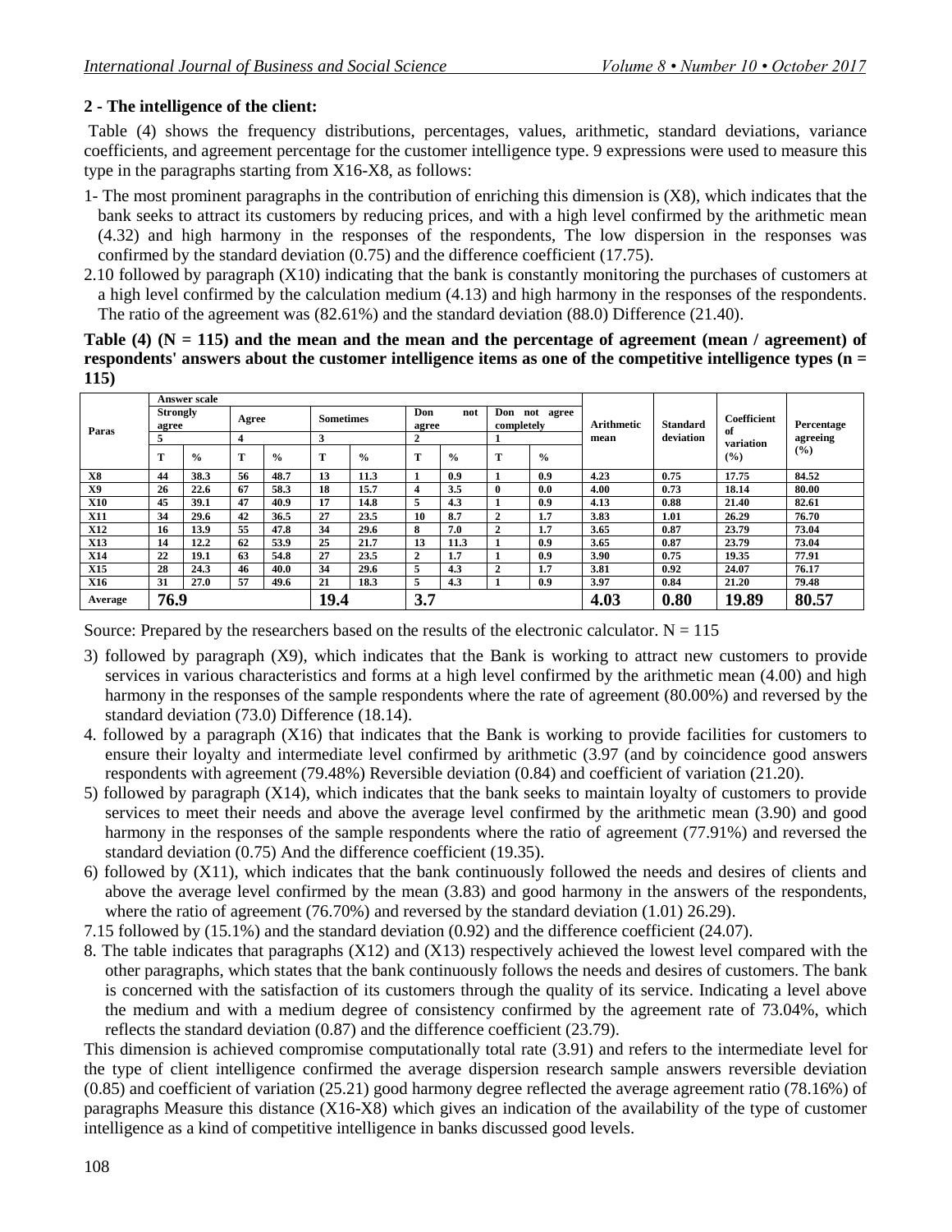### 2 - The intelligence of the client:

Table (4) shows the frequency distributions, percentages, values, arithmetic, standard deviations, variance coefficients, and agreement percentage for the customer intelligence type. 9 expressions were used to measure this type in the paragraphs starting from X16-X8, as follows:

1- The most prominent paragraphs in the contribution of enriching this dimension is (X8), which indicates that the bank seeks to attract its customers by reducing prices, and with a high level confirmed by the arithmetic mean (4.32) and high harmony in the responses of the respondents, The low dispersion in the responses was confirmed by the standard deviation (0.75) and the difference coefficient (17.75).

2.10 followed by paragraph (X10) indicating that the bank is constantly monitoring the purchases of customers at a high level confirmed by the calculation medium (4.13) and high harmony in the responses of the respondents. The ratio of the agreement was (82.61%) and the standard deviation (88.0) Difference (21.40).

**Table (4) (N = 115) and the mean and the mean and the percentage of agreement (mean / agreement) of respondents' answers about the customer intelligence items as one of the competitive intelligence types (n = 115)**

| Paras | Answer scale | | | | | | | | | | Arithmetic mean | Standard deviation | Coefficient of variation (%) | Percentage agreeing (%) |
|---|---|---|---|---|---|---|---|---|---|---|---|---|---|---|
| | Strongly agree | | Agree | | Sometimes | | Don not agree | | Don not agree completely | | | | | |
| | 5 | | 4 | | 3 | | 2 | | 1 | | | | | |
| | T | % | T | % | T | % | T | % | T | % | | | | |
| X8 | 44 | 38.3 | 56 | 48.7 | 13 | 11.3 | 1 | 0.9 | 1 | 0.9 | 4.23 | 0.75 | 17.75 | 84.52 |
| X9 | 26 | 22.6 | 67 | 58.3 | 18 | 15.7 | 4 | 3.5 | 0 | 0.0 | 4.00 | 0.73 | 18.14 | 80.00 |
| X10 | 45 | 39.1 | 47 | 40.9 | 17 | 14.8 | 5 | 4.3 | 1 | 0.9 | 4.13 | 0.88 | 21.40 | 82.61 |
| X11 | 34 | 29.6 | 42 | 36.5 | 27 | 23.5 | 10 | 8.7 | 2 | 1.7 | 3.83 | 1.01 | 26.29 | 76.70 |
| X12 | 16 | 13.9 | 55 | 47.8 | 34 | 29.6 | 8 | 7.0 | 2 | 1.7 | 3.65 | 0.87 | 23.79 | 73.04 |
| X13 | 14 | 12.2 | 62 | 53.9 | 25 | 21.7 | 13 | 11.3 | 1 | 0.9 | 3.65 | 0.87 | 23.79 | 73.04 |
| X14 | 22 | 19.1 | 63 | 54.8 | 27 | 23.5 | 2 | 1.7 | 1 | 0.9 | 3.90 | 0.75 | 19.35 | 77.91 |
| X15 | 28 | 24.3 | 46 | 40.0 | 34 | 29.6 | 5 | 4.3 | 2 | 1.7 | 3.81 | 0.92 | 24.07 | 76.17 |
| X16 | 31 | 27.0 | 57 | 49.6 | 21 | 18.3 | 5 | 4.3 | 1 | 0.9 | 3.97 | 0.84 | 21.20 | 79.48 |
| Average | 76.9 | | | | 19.4 | | 3.7 | | | | 4.03 | 0.80 | 19.89 | 80.57 |

Source: Prepared by the researchers based on the results of the electronic calculator. N = 115

3) followed by paragraph (X9), which indicates that the Bank is working to attract new customers to provide services in various characteristics and forms at a high level confirmed by the arithmetic mean (4.00) and high harmony in the responses of the sample respondents where the rate of agreement (80.00%) and reversed by the standard deviation (73.0) Difference (18.14).

4. followed by a paragraph (X16) that indicates that the Bank is working to provide facilities for customers to ensure their loyalty and intermediate level confirmed by arithmetic (3.97 (and by coincidence good answers respondents with agreement (79.48%) Reversible deviation (0.84) and coefficient of variation (21.20).

5) followed by paragraph (X14), which indicates that the bank seeks to maintain loyalty of customers to provide services to meet their needs and above the average level confirmed by the arithmetic mean (3.90) and good harmony in the responses of the sample respondents where the ratio of agreement (77.91%) and reversed the standard deviation (0.75) And the difference coefficient (19.35).

6) followed by (X11), which indicates that the bank continuously followed the needs and desires of clients and above the average level confirmed by the mean (3.83) and good harmony in the answers of the respondents, where the ratio of agreement (76.70%) and reversed by the standard deviation (1.01) 26.29).

7.15 followed by (15.1%) and the standard deviation (0.92) and the difference coefficient (24.07).

8. The table indicates that paragraphs (X12) and (X13) respectively achieved the lowest level compared with the other paragraphs, which states that the bank continuously follows the needs and desires of customers. The bank is concerned with the satisfaction of its customers through the quality of its service. Indicating a level above the medium and with a medium degree of consistency confirmed by the agreement rate of 73.04%, which reflects the standard deviation (0.87) and the difference coefficient (23.79).

This dimension is achieved compromise computationally total rate (3.91) and refers to the intermediate level for the type of client intelligence confirmed the average dispersion research sample answers reversible deviation (0.85) and coefficient of variation (25.21) good harmony degree reflected the average agreement ratio (78.16%) of paragraphs Measure this distance (X16-X8) which gives an indication of the availability of the type of customer intelligence as a kind of competitive intelligence in banks discussed good levels.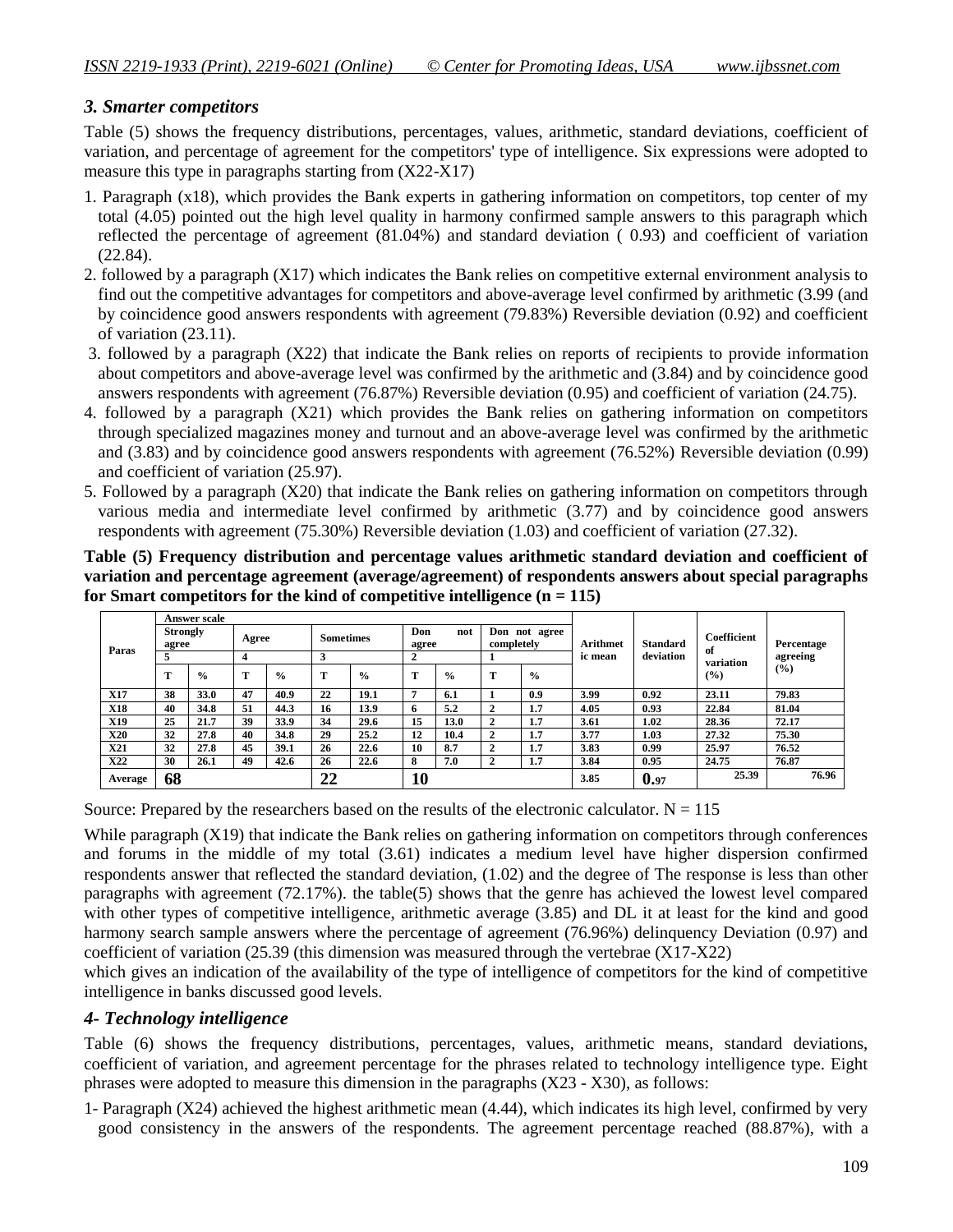### *3. Smarter competitors*

Table (5) shows the frequency distributions, percentages, values, arithmetic, standard deviations, coefficient of variation, and percentage of agreement for the competitors' type of intelligence. Six expressions were adopted to measure this type in paragraphs starting from (X22-X17)

1. Paragraph (x18), which provides the Bank experts in gathering information on competitors, top center of my total (4.05) pointed out the high level quality in harmony confirmed sample answers to this paragraph which reflected the percentage of agreement (81.04%) and standard deviation ( 0.93) and coefficient of variation (22.84).
2. followed by a paragraph (X17) which indicates the Bank relies on competitive external environment analysis to find out the competitive advantages for competitors and above-average level confirmed by arithmetic (3.99 (and by coincidence good answers respondents with agreement (79.83%) Reversible deviation (0.92) and coefficient of variation (23.11).
3. followed by a paragraph (X22) that indicate the Bank relies on reports of recipients to provide information about competitors and above-average level was confirmed by the arithmetic and (3.84) and by coincidence good answers respondents with agreement (76.87%) Reversible deviation (0.95) and coefficient of variation (24.75).
4. followed by a paragraph (X21) which provides the Bank relies on gathering information on competitors through specialized magazines money and turnout and an above-average level was confirmed by the arithmetic and (3.83) and by coincidence good answers respondents with agreement (76.52%) Reversible deviation (0.99) and coefficient of variation (25.97).
5. Followed by a paragraph (X20) that indicate the Bank relies on gathering information on competitors through various media and intermediate level confirmed by arithmetic (3.77) and by coincidence good answers respondents with agreement (75.30%) Reversible deviation (1.03) and coefficient of variation (27.32).

**Table (5) Frequency distribution and percentage values arithmetic standard deviation and coefficient of variation and percentage agreement (average/agreement) of respondents answers about special paragraphs for Smart competitors for the kind of competitive intelligence (n = 115)**

| Paras | Answer scale | | | | | | | | | | Arithmetic mean | Standard deviation | Coefficient of variation (%) | Percentage agreeing (%) |
|---|---|---|---|---|---|---|---|---|---|---|---|---|---|---|
| | Strongly agree | | Agree | | Sometimes | | Don not agree | | Don not agree completely | | | | | |
| | 5 | | 4 | | 3 | | 2 | | 1 | | | | | |
| | T | % | T | % | T | % | T | % | T | % | | | | |
| X17 | 38 | 33.0 | 47 | 40.9 | 22 | 19.1 | 7 | 6.1 | 1 | 0.9 | 3.99 | 0.92 | 23.11 | 79.83 |
| X18 | 40 | 34.8 | 51 | 44.3 | 16 | 13.9 | 6 | 5.2 | 2 | 1.7 | 4.05 | 0.93 | 22.84 | 81.04 |
| X19 | 25 | 21.7 | 39 | 33.9 | 34 | 29.6 | 15 | 13.0 | 2 | 1.7 | 3.61 | 1.02 | 28.36 | 72.17 |
| X20 | 32 | 27.8 | 40 | 34.8 | 29 | 25.2 | 12 | 10.4 | 2 | 1.7 | 3.77 | 1.03 | 27.32 | 75.30 |
| X21 | 32 | 27.8 | 45 | 39.1 | 26 | 22.6 | 10 | 8.7 | 2 | 1.7 | 3.83 | 0.99 | 25.97 | 76.52 |
| X22 | 30 | 26.1 | 49 | 42.6 | 26 | 22.6 | 8 | 7.0 | 2 | 1.7 | 3.84 | 0.95 | 24.75 | 76.87 |
| Average | 68 | | | | 22 | | 10 | | | | 3.85 | 0.97 | 25.39 | 76.96 |

Source: Prepared by the researchers based on the results of the electronic calculator. N = 115

While paragraph (X19) that indicate the Bank relies on gathering information on competitors through conferences and forums in the middle of my total (3.61) indicates a medium level have higher dispersion confirmed respondents answer that reflected the standard deviation, (1.02) and the degree of The response is less than other paragraphs with agreement (72.17%). the table(5) shows that the genre has achieved the lowest level compared with other types of competitive intelligence, arithmetic average (3.85) and DL it at least for the kind and good harmony search sample answers where the percentage of agreement (76.96%) delinquency Deviation (0.97) and coefficient of variation (25.39 (this dimension was measured through the vertebrae (X17-X22)

which gives an indication of the availability of the type of intelligence of competitors for the kind of competitive intelligence in banks discussed good levels.

### *4- Technology intelligence*

Table (6) shows the frequency distributions, percentages, values, arithmetic means, standard deviations, coefficient of variation, and agreement percentage for the phrases related to technology intelligence type. Eight phrases were adopted to measure this dimension in the paragraphs (X23 - X30), as follows:

1- Paragraph (X24) achieved the highest arithmetic mean (4.44), which indicates its high level, confirmed by very good consistency in the answers of the respondents. The agreement percentage reached (88.87%), with a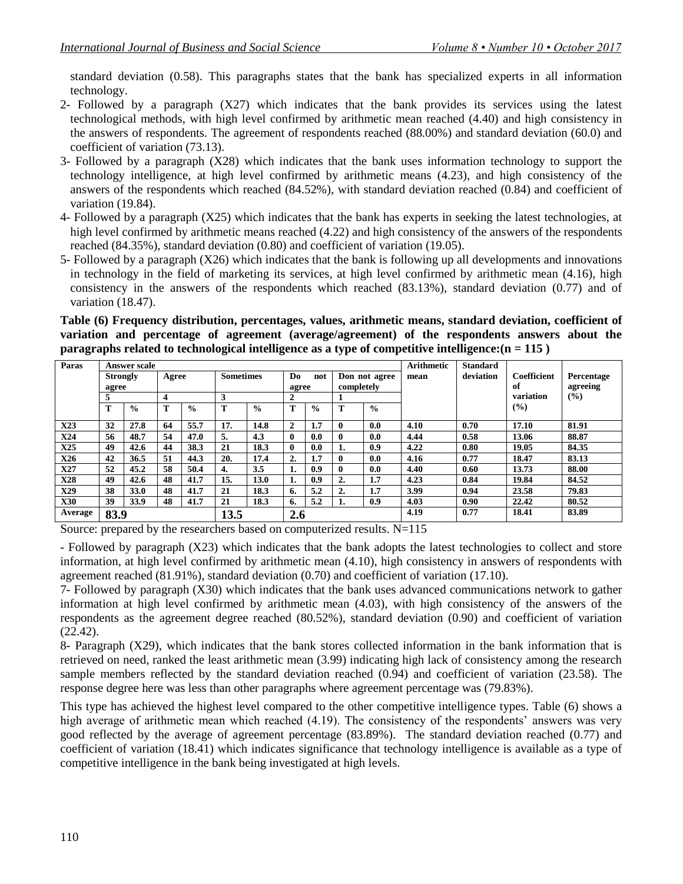standard deviation (0.58). This paragraphs states that the bank has specialized experts in all information technology.

2- Followed by a paragraph (X27) which indicates that the bank provides its services using the latest technological methods, with high level confirmed by arithmetic mean reached (4.40) and high consistency in the answers of respondents. The agreement of respondents reached (88.00%) and standard deviation (60.0) and coefficient of variation (73.13).

3- Followed by a paragraph (X28) which indicates that the bank uses information technology to support the technology intelligence, at high level confirmed by arithmetic means (4.23), and high consistency of the answers of the respondents which reached (84.52%), with standard deviation reached (0.84) and coefficient of variation (19.84).

4- Followed by a paragraph (X25) which indicates that the bank has experts in seeking the latest technologies, at high level confirmed by arithmetic means reached (4.22) and high consistency of the answers of the respondents reached (84.35%), standard deviation (0.80) and coefficient of variation (19.05).

5- Followed by a paragraph (X26) which indicates that the bank is following up all developments and innovations in technology in the field of marketing its services, at high level confirmed by arithmetic mean (4.16), high consistency in the answers of the respondents which reached (83.13%), standard deviation (0.77) and of variation (18.47).

**Table (6) Frequency distribution, percentages, values, arithmetic means, standard deviation, coefficient of variation and percentage of agreement (average/agreement) of the respondents answers about the paragraphs related to technological intelligence as a type of competitive intelligence:(n = 115 )**

| Paras | Answer scale | | | | | | | | | | Arithmetic mean | Standard deviation | Coefficient of variation (%) | Percentage agreeing (%) |
|---|---|---|---|---|---|---|---|---|---|---|---|---|---|---|
| | Strongly agree | | Agree | | Sometimes | | Do not agree | | Don not agree completely | | | | | |
| | 5 | | 4 | | 3 | | 2 | | 1 | | | | | |
| | T | % | T | % | T | % | T | % | T | % | | | | |
| X23 | 32 | 27.8 | 64 | 55.7 | 17. | 14.8 | 2 | 1.7 | 0 | 0.0 | 4.10 | 0.70 | 17.10 | 81.91 |
| X24 | 56 | 48.7 | 54 | 47.0 | 5. | 4.3 | 0 | 0.0 | 0 | 0.0 | 4.44 | 0.58 | 13.06 | 88.87 |
| X25 | 49 | 42.6 | 44 | 38.3 | 21 | 18.3 | 0 | 0.0 | 1. | 0.9 | 4.22 | 0.80 | 19.05 | 84.35 |
| X26 | 42 | 36.5 | 51 | 44.3 | 20. | 17.4 | 2. | 1.7 | 0 | 0.0 | 4.16 | 0.77 | 18.47 | 83.13 |
| X27 | 52 | 45.2 | 58 | 50.4 | 4. | 3.5 | 1. | 0.9 | 0 | 0.0 | 4.40 | 0.60 | 13.73 | 88.00 |
| X28 | 49 | 42.6 | 48 | 41.7 | 15. | 13.0 | 1. | 0.9 | 2. | 1.7 | 4.23 | 0.84 | 19.84 | 84.52 |
| X29 | 38 | 33.0 | 48 | 41.7 | 21 | 18.3 | 6. | 5.2 | 2. | 1.7 | 3.99 | 0.94 | 23.58 | 79.83 |
| X30 | 39 | 33.9 | 48 | 41.7 | 21 | 18.3 | 6. | 5.2 | 1. | 0.9 | 4.03 | 0.90 | 22.42 | 80.52 |
| Average | 83.9 | | | | 13.5 | | 2.6 | | | | 4.19 | 0.77 | 18.41 | 83.89 |

Source: prepared by the researchers based on computerized results. N=115

- Followed by paragraph (X23) which indicates that the bank adopts the latest technologies to collect and store information, at high level confirmed by arithmetic mean (4.10), high consistency in answers of respondents with agreement reached (81.91%), standard deviation (0.70) and coefficient of variation (17.10).

7- Followed by paragraph (X30) which indicates that the bank uses advanced communications network to gather information at high level confirmed by arithmetic mean (4.03), with high consistency of the answers of the respondents as the agreement degree reached (80.52%), standard deviation (0.90) and coefficient of variation (22.42).

8- Paragraph (X29), which indicates that the bank stores collected information in the bank information that is retrieved on need, ranked the least arithmetic mean (3.99) indicating high lack of consistency among the research sample members reflected by the standard deviation reached (0.94) and coefficient of variation (23.58). The response degree here was less than other paragraphs where agreement percentage was (79.83%).

This type has achieved the highest level compared to the other competitive intelligence types. Table (6) shows a high average of arithmetic mean which reached (4.19). The consistency of the respondents' answers was very good reflected by the average of agreement percentage (83.89%). The standard deviation reached (0.77) and coefficient of variation (18.41) which indicates significance that technology intelligence is available as a type of competitive intelligence in the bank being investigated at high levels.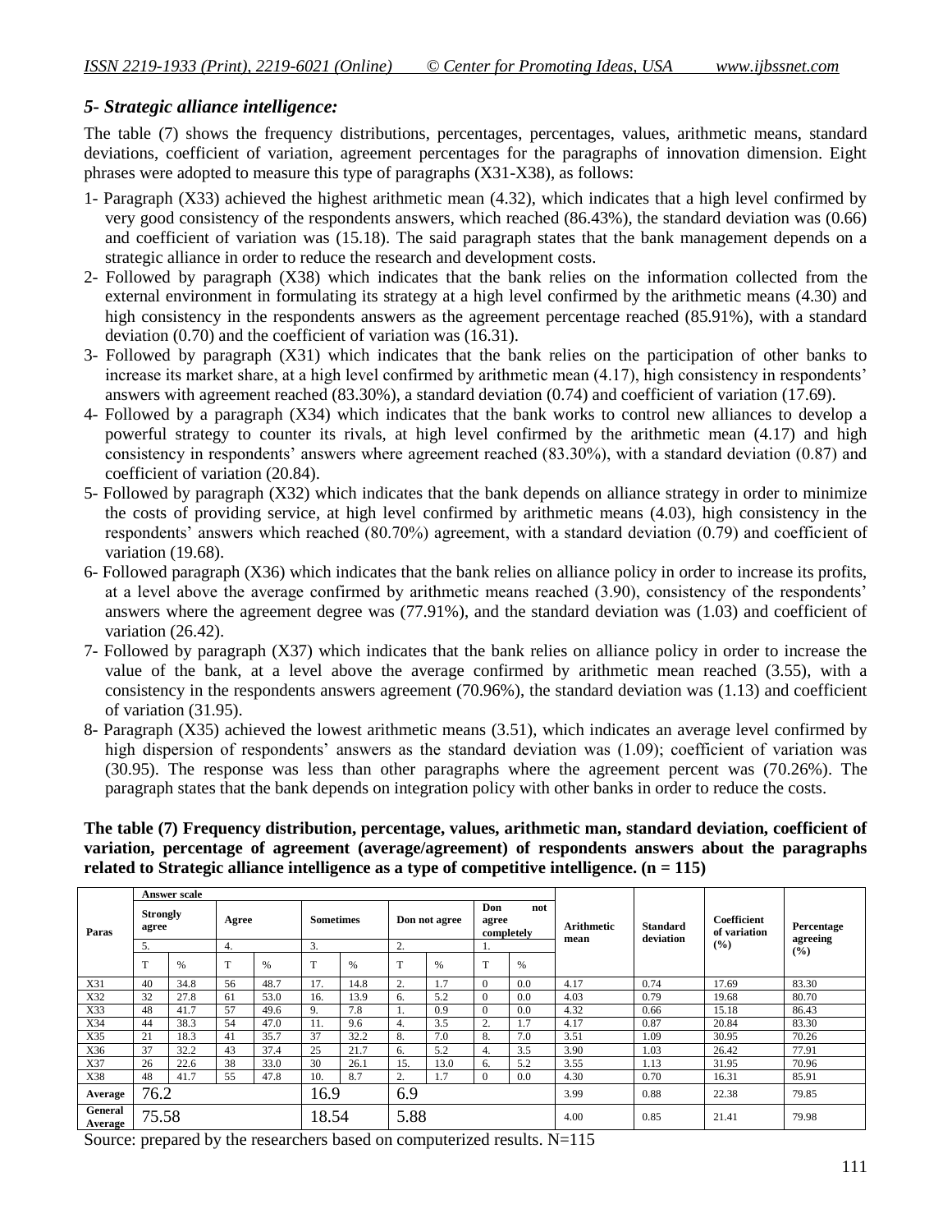### *5- Strategic alliance intelligence:*

The table (7) shows the frequency distributions, percentages, percentages, values, arithmetic means, standard deviations, coefficient of variation, agreement percentages for the paragraphs of innovation dimension. Eight phrases were adopted to measure this type of paragraphs (X31-X38), as follows:

1- Paragraph (X33) achieved the highest arithmetic mean (4.32), which indicates that a high level confirmed by very good consistency of the respondents answers, which reached (86.43%), the standard deviation was (0.66) and coefficient of variation was (15.18). The said paragraph states that the bank management depends on a strategic alliance in order to reduce the research and development costs.
2- Followed by paragraph (X38) which indicates that the bank relies on the information collected from the external environment in formulating its strategy at a high level confirmed by the arithmetic means (4.30) and high consistency in the respondents answers as the agreement percentage reached (85.91%), with a standard deviation (0.70) and the coefficient of variation was (16.31).
3- Followed by paragraph (X31) which indicates that the bank relies on the participation of other banks to increase its market share, at a high level confirmed by arithmetic mean (4.17), high consistency in respondents' answers with agreement reached (83.30%), a standard deviation (0.74) and coefficient of variation (17.69).
4- Followed by a paragraph (X34) which indicates that the bank works to control new alliances to develop a powerful strategy to counter its rivals, at high level confirmed by the arithmetic mean (4.17) and high consistency in respondents' answers where agreement reached (83.30%), with a standard deviation (0.87) and coefficient of variation (20.84).
5- Followed by paragraph (X32) which indicates that the bank depends on alliance strategy in order to minimize the costs of providing service, at high level confirmed by arithmetic means (4.03), high consistency in the respondents' answers which reached (80.70%) agreement, with a standard deviation (0.79) and coefficient of variation (19.68).
6- Followed paragraph (X36) which indicates that the bank relies on alliance policy in order to increase its profits, at a level above the average confirmed by arithmetic means reached (3.90), consistency of the respondents' answers where the agreement degree was (77.91%), and the standard deviation was (1.03) and coefficient of variation (26.42).
7- Followed by paragraph (X37) which indicates that the bank relies on alliance policy in order to increase the value of the bank, at a level above the average confirmed by arithmetic mean reached (3.55), with a consistency in the respondents answers agreement (70.96%), the standard deviation was (1.13) and coefficient of variation (31.95).
8- Paragraph (X35) achieved the lowest arithmetic means (3.51), which indicates an average level confirmed by high dispersion of respondents' answers as the standard deviation was (1.09); coefficient of variation was (30.95). The response was less than other paragraphs where the agreement percent was (70.26%). The paragraph states that the bank depends on integration policy with other banks in order to reduce the costs.

**The table (7) Frequency distribution, percentage, values, arithmetic man, standard deviation, coefficient of variation, percentage of agreement (average/agreement) of respondents answers about the paragraphs related to Strategic alliance intelligence as a type of competitive intelligence. (n = 115)**

| Paras | Answer scale | | | | | | | | | | Arithmetic mean | Standard deviation | Coefficient of variation (%) | Percentage agreeing (%) |
|---|---|---|---|---|---|---|---|---|---|---|---|---|---|---|
| | Strongly agree | | Agree | | Sometimes | | Don not agree | | Don not agree completely | | | | | |
| | 5. | | 4. | | 3. | | 2. | | 1. | | | | | |
| | T | % | T | % | T | % | T | % | T | % | | | | |
| X31 | 40 | 34.8 | 56 | 48.7 | 17. | 14.8 | 2. | 1.7 | 0 | 0.0 | 4.17 | 0.74 | 17.69 | 83.30 |
| X32 | 32 | 27.8 | 61 | 53.0 | 16. | 13.9 | 6. | 5.2 | 0 | 0.0 | 4.03 | 0.79 | 19.68 | 80.70 |
| X33 | 48 | 41.7 | 57 | 49.6 | 9. | 7.8 | 1. | 0.9 | 0 | 0.0 | 4.32 | 0.66 | 15.18 | 86.43 |
| X34 | 44 | 38.3 | 54 | 47.0 | 11. | 9.6 | 4. | 3.5 | 2. | 1.7 | 4.17 | 0.87 | 20.84 | 83.30 |
| X35 | 21 | 18.3 | 41 | 35.7 | 37 | 32.2 | 8. | 7.0 | 8. | 7.0 | 3.51 | 1.09 | 30.95 | 70.26 |
| X36 | 37 | 32.2 | 43 | 37.4 | 25 | 21.7 | 6. | 5.2 | 4. | 3.5 | 3.90 | 1.03 | 26.42 | 77.91 |
| X37 | 26 | 22.6 | 38 | 33.0 | 30 | 26.1 | 15. | 13.0 | 6. | 5.2 | 3.55 | 1.13 | 31.95 | 70.96 |
| X38 | 48 | 41.7 | 55 | 47.8 | 10. | 8.7 | 2. | 1.7 | 0 | 0.0 | 4.30 | 0.70 | 16.31 | 85.91 |
| Average | 76.2 | | | | 16.9 | | 6.9 | | | | 3.99 | 0.88 | 22.38 | 79.85 |
| General Average | 75.58 | | | | 18.54 | | 5.88 | | | | 4.00 | 0.85 | 21.41 | 79.98 |

Source: prepared by the researchers based on computerized results. N=115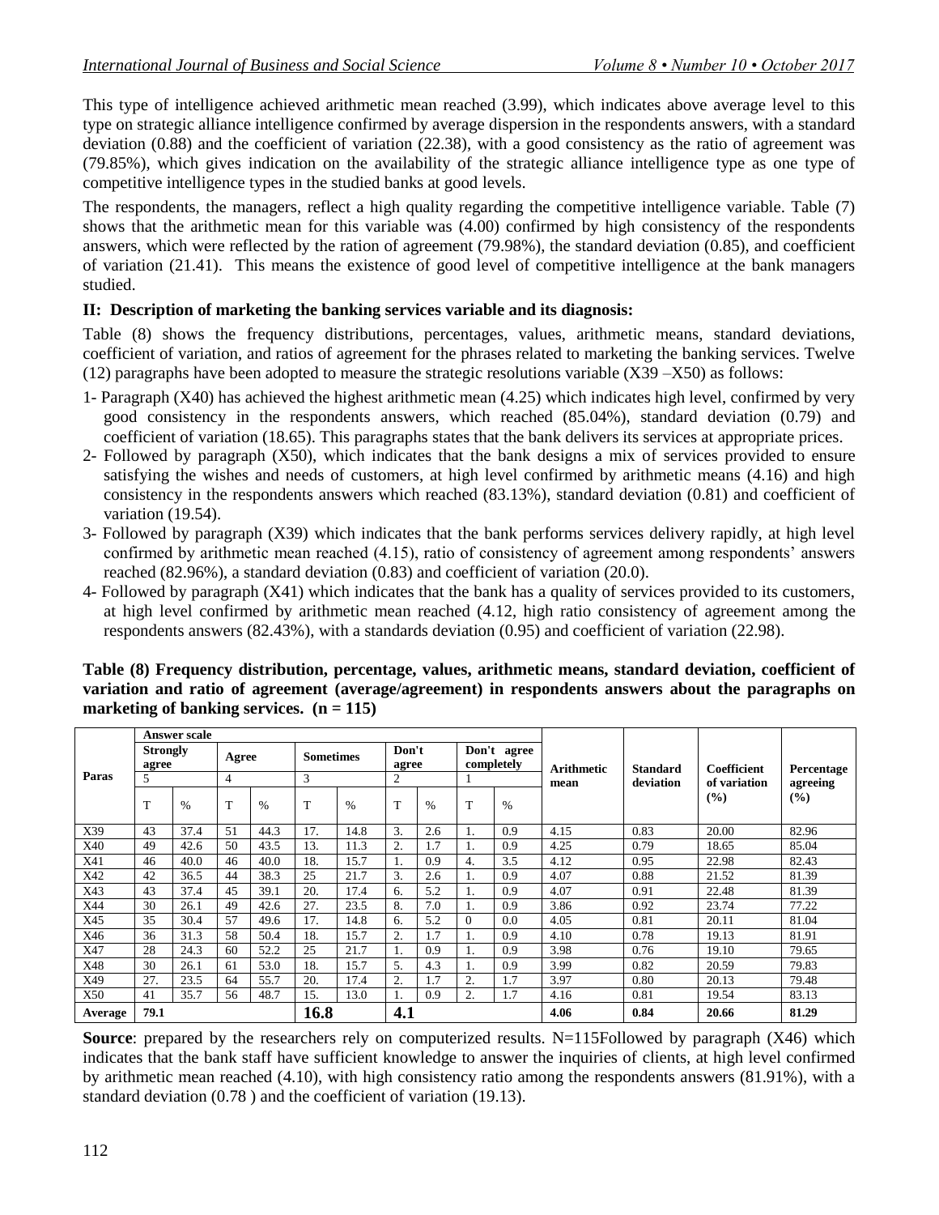This type of intelligence achieved arithmetic mean reached (3.99), which indicates above average level to this type on strategic alliance intelligence confirmed by average dispersion in the respondents answers, with a standard deviation (0.88) and the coefficient of variation (22.38), with a good consistency as the ratio of agreement was (79.85%), which gives indication on the availability of the strategic alliance intelligence type as one type of competitive intelligence types in the studied banks at good levels.

The respondents, the managers, reflect a high quality regarding the competitive intelligence variable. Table (7) shows that the arithmetic mean for this variable was (4.00) confirmed by high consistency of the respondents answers, which were reflected by the ration of agreement (79.98%), the standard deviation (0.85), and coefficient of variation (21.41). This means the existence of good level of competitive intelligence at the bank managers studied.

### II: Description of marketing the banking services variable and its diagnosis:

Table (8) shows the frequency distributions, percentages, values, arithmetic means, standard deviations, coefficient of variation, and ratios of agreement for the phrases related to marketing the banking services. Twelve (12) paragraphs have been adopted to measure the strategic resolutions variable (X39 –X50) as follows:

1- Paragraph (X40) has achieved the highest arithmetic mean (4.25) which indicates high level, confirmed by very good consistency in the respondents answers, which reached (85.04%), standard deviation (0.79) and coefficient of variation (18.65). This paragraphs states that the bank delivers its services at appropriate prices.

2- Followed by paragraph (X50), which indicates that the bank designs a mix of services provided to ensure satisfying the wishes and needs of customers, at high level confirmed by arithmetic means (4.16) and high consistency in the respondents answers which reached (83.13%), standard deviation (0.81) and coefficient of variation (19.54).

3- Followed by paragraph (X39) which indicates that the bank performs services delivery rapidly, at high level confirmed by arithmetic mean reached (4.15), ratio of consistency of agreement among respondents' answers reached (82.96%), a standard deviation (0.83) and coefficient of variation (20.0).

4- Followed by paragraph (X41) which indicates that the bank has a quality of services provided to its customers, at high level confirmed by arithmetic mean reached (4.12, high ratio consistency of agreement among the respondents answers (82.43%), with a standards deviation (0.95) and coefficient of variation (22.98).

**Table (8) Frequency distribution, percentage, values, arithmetic means, standard deviation, coefficient of variation and ratio of agreement (average/agreement) in respondents answers about the paragraphs on marketing of banking services. (n = 115)**

| Paras | Answer scale | | | | | | | | | | Arithmetic mean | Standard deviation | Coefficient of variation (%) | Percentage agreeing (%) |
|---|---|---|---|---|---|---|---|---|---|---|---|---|---|---|
| | Strongly agree | | Agree | | Sometimes | | Don't agree | | Don't agree completely | | | | | |
| | 5 | | 4 | | 3 | | 2 | | 1 | | | | | |
| | T | % | T | % | T | % | T | % | T | % | | | | |
| X39 | 43 | 37.4 | 51 | 44.3 | 17. | 14.8 | 3. | 2.6 | 1. | 0.9 | 4.15 | 0.83 | 20.00 | 82.96 |
| X40 | 49 | 42.6 | 50 | 43.5 | 13. | 11.3 | 2. | 1.7 | 1. | 0.9 | 4.25 | 0.79 | 18.65 | 85.04 |
| X41 | 46 | 40.0 | 46 | 40.0 | 18. | 15.7 | 1. | 0.9 | 4. | 3.5 | 4.12 | 0.95 | 22.98 | 82.43 |
| X42 | 42 | 36.5 | 44 | 38.3 | 25 | 21.7 | 3. | 2.6 | 1. | 0.9 | 4.07 | 0.88 | 21.52 | 81.39 |
| X43 | 43 | 37.4 | 45 | 39.1 | 20. | 17.4 | 6. | 5.2 | 1. | 0.9 | 4.07 | 0.91 | 22.48 | 81.39 |
| X44 | 30 | 26.1 | 49 | 42.6 | 27. | 23.5 | 8. | 7.0 | 1. | 0.9 | 3.86 | 0.92 | 23.74 | 77.22 |
| X45 | 35 | 30.4 | 57 | 49.6 | 17. | 14.8 | 6. | 5.2 | 0 | 0.0 | 4.05 | 0.81 | 20.11 | 81.04 |
| X46 | 36 | 31.3 | 58 | 50.4 | 18. | 15.7 | 2. | 1.7 | 1. | 0.9 | 4.10 | 0.78 | 19.13 | 81.91 |
| X47 | 28 | 24.3 | 60 | 52.2 | 25 | 21.7 | 1. | 0.9 | 1. | 0.9 | 3.98 | 0.76 | 19.10 | 79.65 |
| X48 | 30 | 26.1 | 61 | 53.0 | 18. | 15.7 | 5. | 4.3 | 1. | 0.9 | 3.99 | 0.82 | 20.59 | 79.83 |
| X49 | 27. | 23.5 | 64 | 55.7 | 20. | 17.4 | 2. | 1.7 | 2. | 1.7 | 3.97 | 0.80 | 20.13 | 79.48 |
| X50 | 41 | 35.7 | 56 | 48.7 | 15. | 13.0 | 1. | 0.9 | 2. | 1.7 | 4.16 | 0.81 | 19.54 | 83.13 |
| **Average** | **79.1** | | | | **16.8** | | **4.1** | | | | **4.06** | **0.84** | **20.66** | **81.29** |

**Source**: prepared by the researchers rely on computerized results. N=115Followed by paragraph (X46) which indicates that the bank staff have sufficient knowledge to answer the inquiries of clients, at high level confirmed by arithmetic mean reached (4.10), with high consistency ratio among the respondents answers (81.91%), with a standard deviation (0.78 ) and the coefficient of variation (19.13).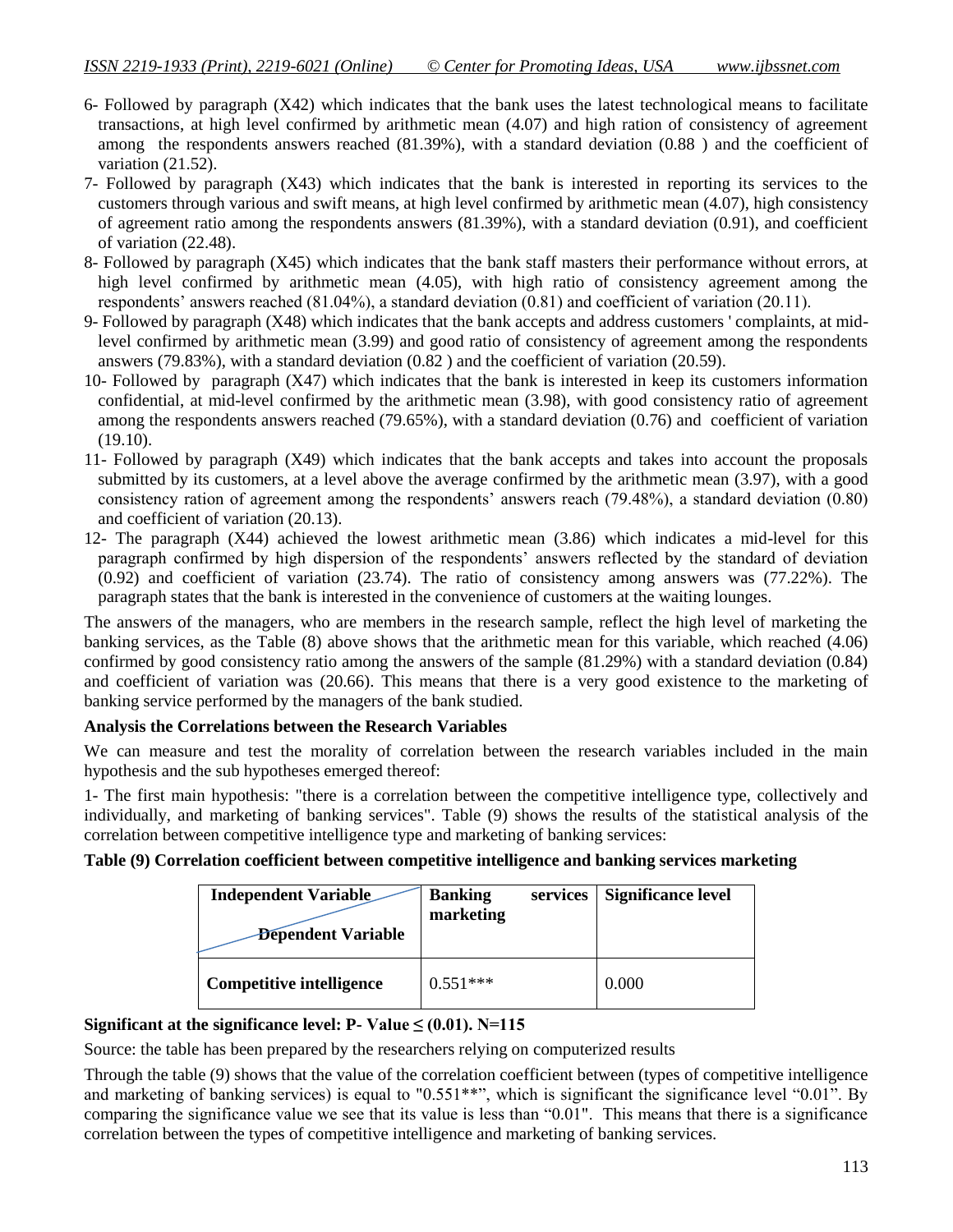6- Followed by paragraph (X42) which indicates that the bank uses the latest technological means to facilitate transactions, at high level confirmed by arithmetic mean (4.07) and high ration of consistency of agreement among the respondents answers reached (81.39%), with a standard deviation (0.88 ) and the coefficient of variation (21.52).

7- Followed by paragraph (X43) which indicates that the bank is interested in reporting its services to the customers through various and swift means, at high level confirmed by arithmetic mean (4.07), high consistency of agreement ratio among the respondents answers (81.39%), with a standard deviation (0.91), and coefficient of variation (22.48).

8- Followed by paragraph (X45) which indicates that the bank staff masters their performance without errors, at high level confirmed by arithmetic mean (4.05), with high ratio of consistency agreement among the respondents' answers reached (81.04%), a standard deviation (0.81) and coefficient of variation (20.11).

9- Followed by paragraph (X48) which indicates that the bank accepts and address customers ' complaints, at mid-level confirmed by arithmetic mean (3.99) and good ratio of consistency of agreement among the respondents answers (79.83%), with a standard deviation (0.82 ) and the coefficient of variation (20.59).

10- Followed by paragraph (X47) which indicates that the bank is interested in keep its customers information confidential, at mid-level confirmed by the arithmetic mean (3.98), with good consistency ratio of agreement among the respondents answers reached (79.65%), with a standard deviation (0.76) and coefficient of variation (19.10).

11- Followed by paragraph (X49) which indicates that the bank accepts and takes into account the proposals submitted by its customers, at a level above the average confirmed by the arithmetic mean (3.97), with a good consistency ration of agreement among the respondents' answers reach (79.48%), a standard deviation (0.80) and coefficient of variation (20.13).

12- The paragraph (X44) achieved the lowest arithmetic mean (3.86) which indicates a mid-level for this paragraph confirmed by high dispersion of the respondents' answers reflected by the standard of deviation (0.92) and coefficient of variation (23.74). The ratio of consistency among answers was (77.22%). The paragraph states that the bank is interested in the convenience of customers at the waiting lounges.

The answers of the managers, who are members in the research sample, reflect the high level of marketing the banking services, as the Table (8) above shows that the arithmetic mean for this variable, which reached (4.06) confirmed by good consistency ratio among the answers of the sample (81.29%) with a standard deviation (0.84) and coefficient of variation was (20.66). This means that there is a very good existence to the marketing of banking service performed by the managers of the bank studied.

**Analysis the Correlations between the Research Variables**

We can measure and test the morality of correlation between the research variables included in the main hypothesis and the sub hypotheses emerged thereof:

1- The first main hypothesis: "there is a correlation between the competitive intelligence type, collectively and individually, and marketing of banking services". Table (9) shows the results of the statistical analysis of the correlation between competitive intelligence type and marketing of banking services:

**Table (9) Correlation coefficient between competitive intelligence and banking services marketing**

| Independent Variable / Dependent Variable | Banking services marketing | Significance level |
|---|---|---|
| **Competitive intelligence** | 0.551*** | 0.000 |

**Significant at the significance level: P- Value ≤ (0.01). N=115**

Source: the table has been prepared by the researchers relying on computerized results

Through the table (9) shows that the value of the correlation coefficient between (types of competitive intelligence and marketing of banking services) is equal to "0.551**", which is significant the significance level "0.01". By comparing the significance value we see that its value is less than "0.01". This means that there is a significance correlation between the types of competitive intelligence and marketing of banking services.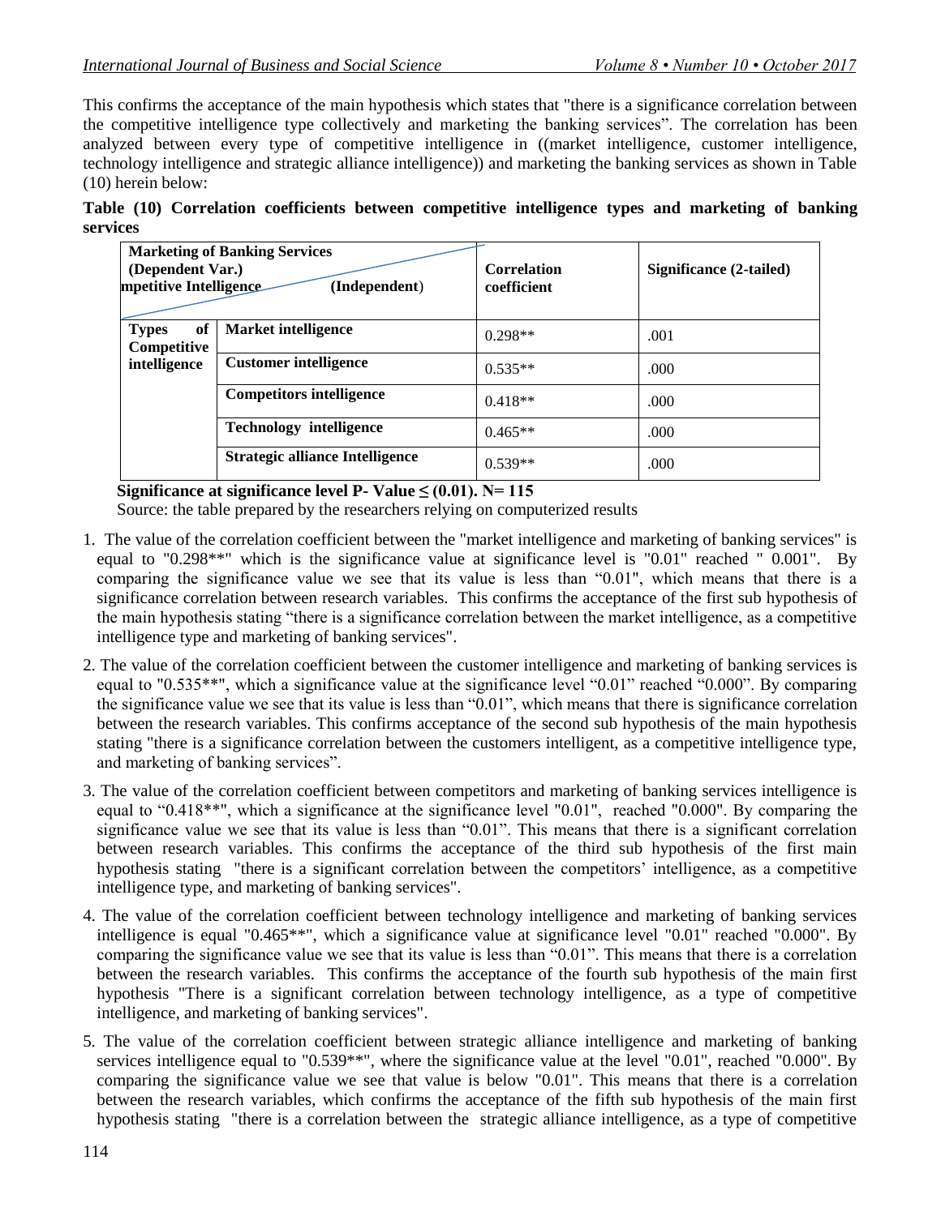This confirms the acceptance of the main hypothesis which states that "there is a significance correlation between the competitive intelligence type collectively and marketing the banking services". The correlation has been analyzed between every type of competitive intelligence in ((market intelligence, customer intelligence, technology intelligence and strategic alliance intelligence)) and marketing the banking services as shown in Table (10) herein below:

**Table (10) Correlation coefficients between competitive intelligence types and marketing of banking services**

| **Marketing of Banking Services (Dependent Var.)** / **mpetitive Intelligence (Independent)** | | **Correlation coefficient** | **Significance (2-tailed)** |
|---|---|---|---|
| **Types of Competitive intelligence** | **Market intelligence** | 0.298** | .001 |
| | **Customer intelligence** | 0.535** | .000 |
| | **Competitors intelligence** | 0.418** | .000 |
| | **Technology intelligence** | 0.465** | .000 |
| | **Strategic alliance Intelligence** | 0.539** | .000 |

**Significance at significance level P- Value ≤ (0.01). N= 115**

Source: the table prepared by the researchers relying on computerized results

1. The value of the correlation coefficient between the "market intelligence and marketing of banking services" is equal to "0.298**" which is the significance value at significance level is "0.01" reached " 0.001". By comparing the significance value we see that its value is less than "0.01", which means that there is a significance correlation between research variables. This confirms the acceptance of the first sub hypothesis of the main hypothesis stating "there is a significance correlation between the market intelligence, as a competitive intelligence type and marketing of banking services".
2. The value of the correlation coefficient between the customer intelligence and marketing of banking services is equal to "0.535**", which a significance value at the significance level "0.01" reached "0.000". By comparing the significance value we see that its value is less than "0.01", which means that there is significance correlation between the research variables. This confirms acceptance of the second sub hypothesis of the main hypothesis stating "there is a significance correlation between the customers intelligent, as a competitive intelligence type, and marketing of banking services".
3. The value of the correlation coefficient between competitors and marketing of banking services intelligence is equal to "0.418**", which a significance at the significance level "0.01", reached "0.000". By comparing the significance value we see that its value is less than "0.01". This means that there is a significant correlation between research variables. This confirms the acceptance of the third sub hypothesis of the first main hypothesis stating "there is a significant correlation between the competitors' intelligence, as a competitive intelligence type, and marketing of banking services".
4. The value of the correlation coefficient between technology intelligence and marketing of banking services intelligence is equal "0.465**", which a significance value at significance level "0.01" reached "0.000". By comparing the significance value we see that its value is less than "0.01". This means that there is a correlation between the research variables. This confirms the acceptance of the fourth sub hypothesis of the main first hypothesis "There is a significant correlation between technology intelligence, as a type of competitive intelligence, and marketing of banking services".
5. The value of the correlation coefficient between strategic alliance intelligence and marketing of banking services intelligence equal to "0.539**", where the significance value at the level "0.01", reached "0.000". By comparing the significance value we see that value is below "0.01". This means that there is a correlation between the research variables, which confirms the acceptance of the fifth sub hypothesis of the main first hypothesis stating "there is a correlation between the strategic alliance intelligence, as a type of competitive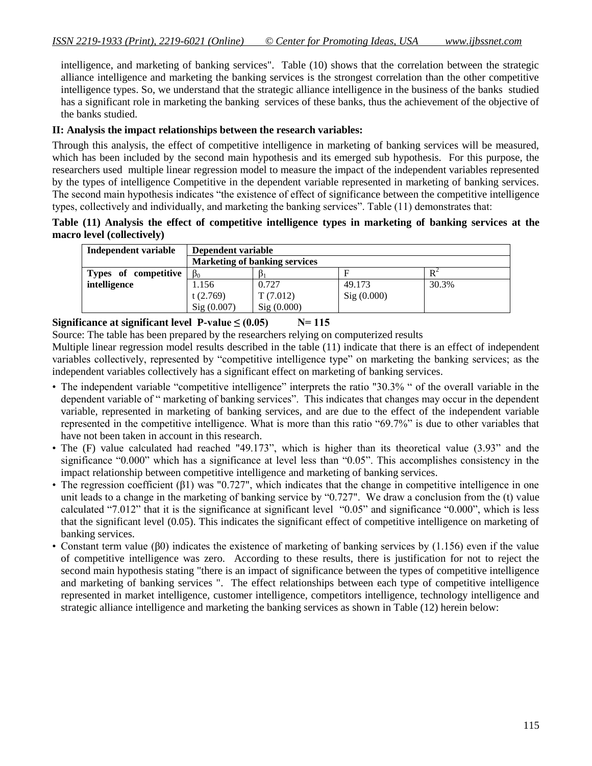intelligence, and marketing of banking services". Table (10) shows that the correlation between the strategic alliance intelligence and marketing the banking services is the strongest correlation than the other competitive intelligence types. So, we understand that the strategic alliance intelligence in the business of the banks studied has a significant role in marketing the banking services of these banks, thus the achievement of the objective of the banks studied.

**II: Analysis the impact relationships between the research variables:**

Through this analysis, the effect of competitive intelligence in marketing of banking services will be measured, which has been included by the second main hypothesis and its emerged sub hypothesis. For this purpose, the researchers used multiple linear regression model to measure the impact of the independent variables represented by the types of intelligence Competitive in the dependent variable represented in marketing of banking services. The second main hypothesis indicates "the existence of effect of significance between the competitive intelligence types, collectively and individually, and marketing the banking services". Table (11) demonstrates that:

**Table (11) Analysis the effect of competitive intelligence types in marketing of banking services at the macro level (collectively)**

| Independent variable | Dependent variable | | | |
|---|---|---|---|---|
| | Marketing of banking services | | | |
| Types of competitive intelligence | $\beta_0$ | $\beta_1$ | F | $R^2$ |
| | 1.156<br>t (2.769)<br>Sig (0.007) | 0.727<br>T (7.012)<br>Sig (0.000) | 49.173<br>Sig (0.000) | 30.3% |

**Significance at significant level P-value ≤ (0.05) N= 115**

Source: The table has been prepared by the researchers relying on computerized results

Multiple linear regression model results described in the table (11) indicate that there is an effect of independent variables collectively, represented by "competitive intelligence type" on marketing the banking services; as the independent variables collectively has a significant effect on marketing of banking services.

- The independent variable "competitive intelligence" interprets the ratio "30.3% " of the overall variable in the dependent variable of " marketing of banking services". This indicates that changes may occur in the dependent variable, represented in marketing of banking services, and are due to the effect of the independent variable represented in the competitive intelligence. What is more than this ratio "69.7%" is due to other variables that have not been taken in account in this research.
- The (F) value calculated had reached "49.173", which is higher than its theoretical value (3.93" and the significance "0.000" which has a significance at level less than "0.05". This accomplishes consistency in the impact relationship between competitive intelligence and marketing of banking services.
- The regression coefficient (β1) was "0.727", which indicates that the change in competitive intelligence in one unit leads to a change in the marketing of banking service by "0.727". We draw a conclusion from the (t) value calculated "7.012" that it is the significance at significant level "0.05" and significance "0.000", which is less that the significant level (0.05). This indicates the significant effect of competitive intelligence on marketing of banking services.
- Constant term value (β0) indicates the existence of marketing of banking services by (1.156) even if the value of competitive intelligence was zero. According to these results, there is justification for not to reject the second main hypothesis stating "there is an impact of significance between the types of competitive intelligence and marketing of banking services ". The effect relationships between each type of competitive intelligence represented in market intelligence, customer intelligence, competitors intelligence, technology intelligence and strategic alliance intelligence and marketing the banking services as shown in Table (12) herein below: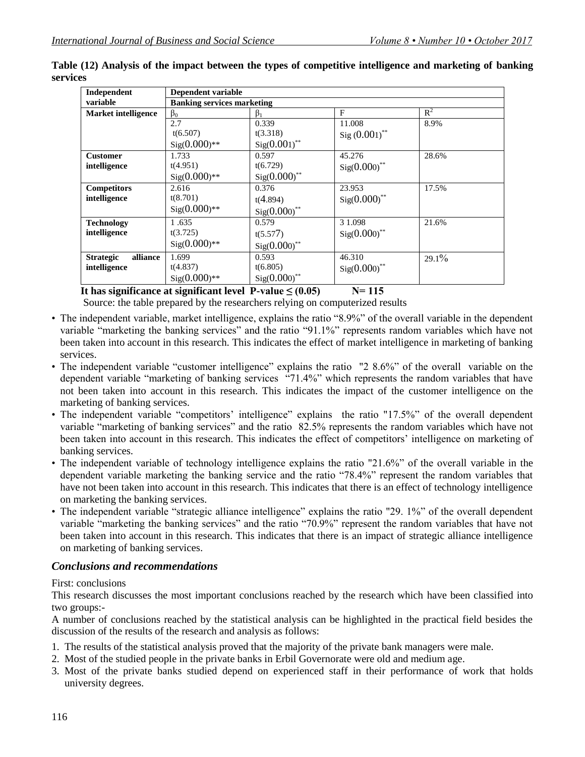**Table (12) Analysis of the impact between the types of competitive intelligence and marketing of banking services**

| Independent variable | Dependent variable | | | |
|---|---|---|---|---|
| | Banking services marketing | | | |
| **Market intelligence** | $\beta_0$ | $\beta_1$ | F | $R^2$ |
| | 2.7 t(6.507) Sig(0.000)** | 0.339 t(3.318) Sig(0.001)** | 11.008 Sig (0.001)** | 8.9% |
| **Customer intelligence** | 1.733 t(4.951) Sig(0.000)** | 0.597 t(6.729) Sig(0.000)** | 45.276 Sig(0.000)** | 28.6% |
| **Competitors intelligence** | 2.616 t(8.701) Sig(0.000)** | 0.376 t(4.894) Sig(0.000)** | 23.953 Sig(0.000)** | 17.5% |
| **Technology intelligence** | 1 .635 t(3.725) Sig(0.000)** | 0.579 t(5.577) Sig(0.000)** | 3 1.098 Sig(0.000)** | 21.6% |
| **Strategic alliance intelligence** | 1.699 t(4.837) Sig(0.000)** | 0.593 t(6.805) Sig(0.000)** | 46.310 Sig(0.000)** | 29.1% |

**It has significance at significant level P-value ≤ (0.05) N= 115**

Source: the table prepared by the researchers relying on computerized results

- The independent variable, market intelligence, explains the ratio "8.9%" of the overall variable in the dependent variable "marketing the banking services" and the ratio "91.1%" represents random variables which have not been taken into account in this research. This indicates the effect of market intelligence in marketing of banking services.
- The independent variable "customer intelligence" explains the ratio "2 8.6%" of the overall variable on the dependent variable "marketing of banking services "71.4%" which represents the random variables that have not been taken into account in this research. This indicates the impact of the customer intelligence on the marketing of banking services.
- The independent variable "competitors' intelligence" explains the ratio "17.5%" of the overall dependent variable "marketing of banking services" and the ratio 82.5% represents the random variables which have not been taken into account in this research. This indicates the effect of competitors' intelligence on marketing of banking services.
- The independent variable of technology intelligence explains the ratio "21.6%" of the overall variable in the dependent variable marketing the banking service and the ratio "78.4%" represent the random variables that have not been taken into account in this research. This indicates that there is an effect of technology intelligence on marketing the banking services.
- The independent variable "strategic alliance intelligence" explains the ratio "29. 1%" of the overall dependent variable "marketing the banking services" and the ratio "70.9%" represent the random variables that have not been taken into account in this research. This indicates that there is an impact of strategic alliance intelligence on marketing of banking services.

## *Conclusions and recommendations*

First: conclusions

This research discusses the most important conclusions reached by the research which have been classified into two groups:-

A number of conclusions reached by the statistical analysis can be highlighted in the practical field besides the discussion of the results of the research and analysis as follows:

1. The results of the statistical analysis proved that the majority of the private bank managers were male.
2. Most of the studied people in the private banks in Erbil Governorate were old and medium age.
3. Most of the private banks studied depend on experienced staff in their performance of work that holds university degrees.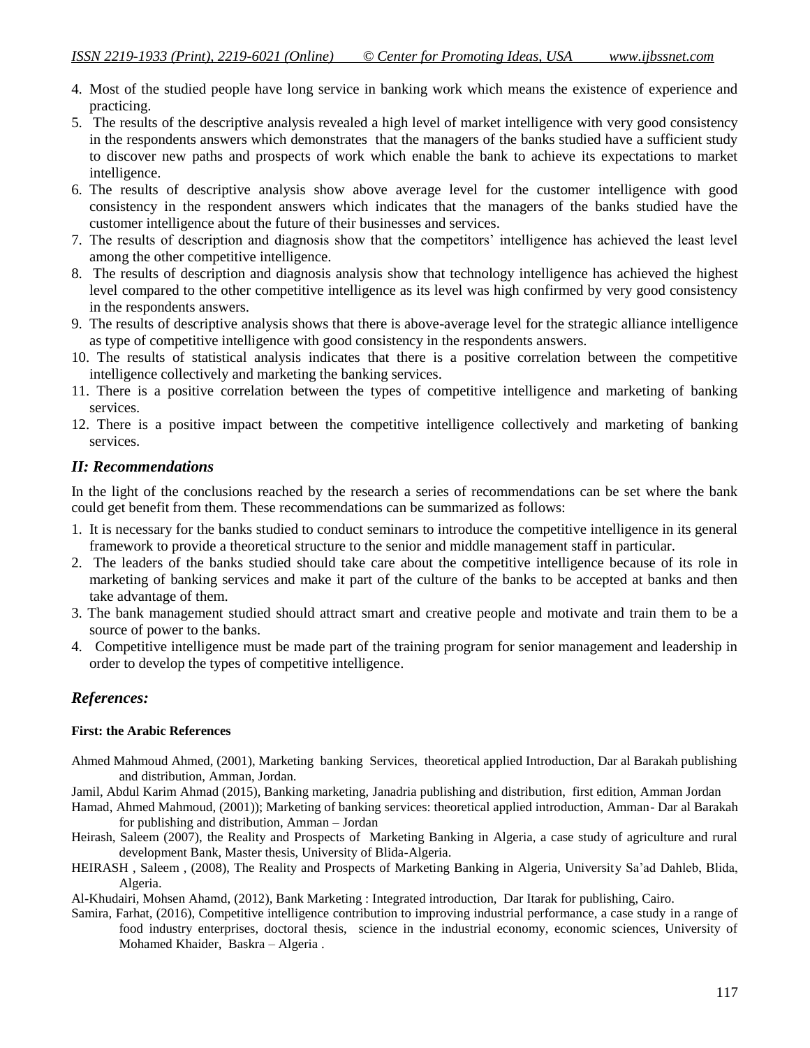4. Most of the studied people have long service in banking work which means the existence of experience and practicing.
5. The results of the descriptive analysis revealed a high level of market intelligence with very good consistency in the respondents answers which demonstrates that the managers of the banks studied have a sufficient study to discover new paths and prospects of work which enable the bank to achieve its expectations to market intelligence.
6. The results of descriptive analysis show above average level for the customer intelligence with good consistency in the respondent answers which indicates that the managers of the banks studied have the customer intelligence about the future of their businesses and services.
7. The results of description and diagnosis show that the competitors' intelligence has achieved the least level among the other competitive intelligence.
8. The results of description and diagnosis analysis show that technology intelligence has achieved the highest level compared to the other competitive intelligence as its level was high confirmed by very good consistency in the respondents answers.
9. The results of descriptive analysis shows that there is above-average level for the strategic alliance intelligence as type of competitive intelligence with good consistency in the respondents answers.
10. The results of statistical analysis indicates that there is a positive correlation between the competitive intelligence collectively and marketing the banking services.
11. There is a positive correlation between the types of competitive intelligence and marketing of banking services.
12. There is a positive impact between the competitive intelligence collectively and marketing of banking services.

## *II: Recommendations*

In the light of the conclusions reached by the research a series of recommendations can be set where the bank could get benefit from them. These recommendations can be summarized as follows:

1. It is necessary for the banks studied to conduct seminars to introduce the competitive intelligence in its general framework to provide a theoretical structure to the senior and middle management staff in particular.
2. The leaders of the banks studied should take care about the competitive intelligence because of its role in marketing of banking services and make it part of the culture of the banks to be accepted at banks and then take advantage of them.
3. The bank management studied should attract smart and creative people and motivate and train them to be a source of power to the banks.
4. Competitive intelligence must be made part of the training program for senior management and leadership in order to develop the types of competitive intelligence.

## *References:*

**First: the Arabic References**

Ahmed Mahmoud Ahmed, (2001), Marketing banking Services, theoretical applied Introduction, Dar al Barakah publishing and distribution, Amman, Jordan.

Jamil, Abdul Karim Ahmad (2015), Banking marketing, Janadria publishing and distribution, first edition, Amman Jordan

Hamad, Ahmed Mahmoud, (2001)); Marketing of banking services: theoretical applied introduction, Amman- Dar al Barakah for publishing and distribution, Amman – Jordan

Heirash, Saleem (2007), the Reality and Prospects of Marketing Banking in Algeria, a case study of agriculture and rural development Bank, Master thesis, University of Blida-Algeria.

HEIRASH , Saleem , (2008), The Reality and Prospects of Marketing Banking in Algeria, University Sa'ad Dahleb, Blida, Algeria.

Al-Khudairi, Mohsen Ahamd, (2012), Bank Marketing : Integrated introduction, Dar Itarak for publishing, Cairo.

Samira, Farhat, (2016), Competitive intelligence contribution to improving industrial performance, a case study in a range of food industry enterprises, doctoral thesis, science in the industrial economy, economic sciences, University of Mohamed Khaider, Baskra – Algeria .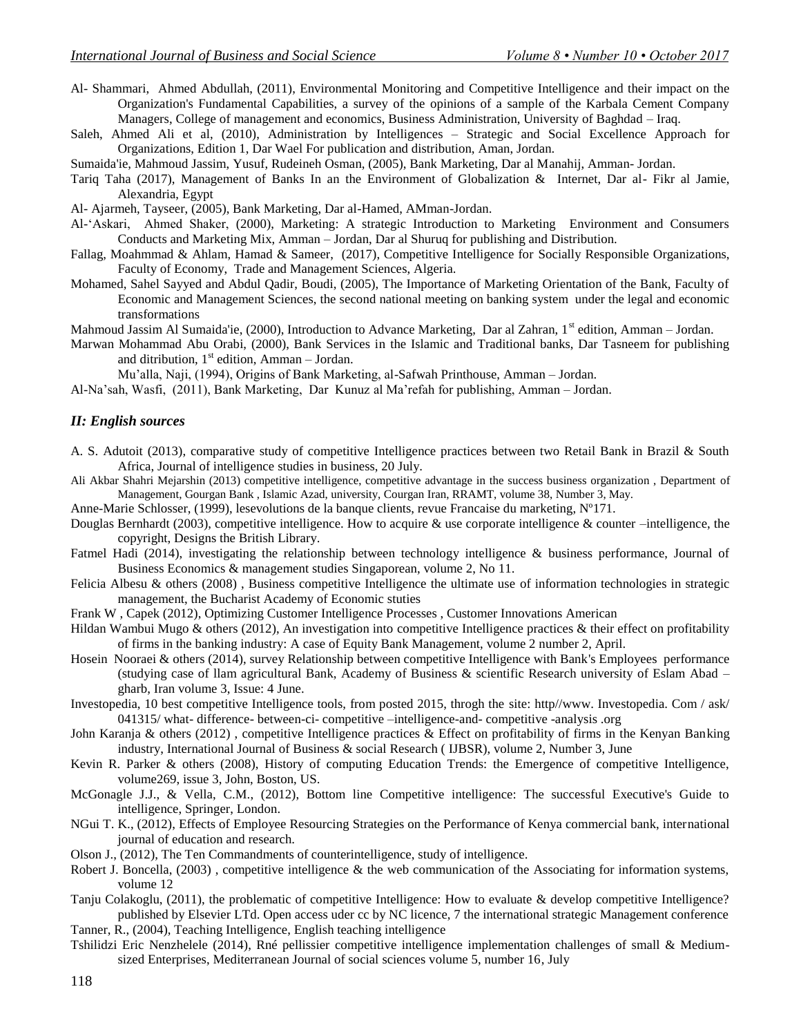Al- Shammari, Ahmed Abdullah, (2011), Environmental Monitoring and Competitive Intelligence and their impact on the Organization's Fundamental Capabilities, a survey of the opinions of a sample of the Karbala Cement Company Managers, College of management and economics, Business Administration, University of Baghdad – Iraq.

Saleh, Ahmed Ali et al, (2010), Administration by Intelligences – Strategic and Social Excellence Approach for Organizations, Edition 1, Dar Wael For publication and distribution, Aman, Jordan.

Sumaida'ie, Mahmoud Jassim, Yusuf, Rudeineh Osman, (2005), Bank Marketing, Dar al Manahij, Amman- Jordan.

Tariq Taha (2017), Management of Banks In an the Environment of Globalization & Internet, Dar al- Fikr al Jamie, Alexandria, Egypt

Al- Ajarmeh, Tayseer, (2005), Bank Marketing, Dar al-Hamed, AMman-Jordan.

Al-'Askari, Ahmed Shaker, (2000), Marketing: A strategic Introduction to Marketing Environment and Consumers Conducts and Marketing Mix, Amman – Jordan, Dar al Shuruq for publishing and Distribution.

Fallag, Moahmmad & Ahlam, Hamad & Sameer, (2017), Competitive Intelligence for Socially Responsible Organizations, Faculty of Economy, Trade and Management Sciences, Algeria.

Mohamed, Sahel Sayyed and Abdul Qadir, Boudi, (2005), The Importance of Marketing Orientation of the Bank, Faculty of Economic and Management Sciences, the second national meeting on banking system under the legal and economic transformations

Mahmoud Jassim Al Sumaida'ie, (2000), Introduction to Advance Marketing, Dar al Zahran, 1st edition, Amman – Jordan.

Marwan Mohammad Abu Orabi, (2000), Bank Services in the Islamic and Traditional banks, Dar Tasneem for publishing and ditribution, 1st edition, Amman – Jordan.

Mu'alla, Naji, (1994), Origins of Bank Marketing, al-Safwah Printhouse, Amman – Jordan.

Al-Na'sah, Wasfi, (2011), Bank Marketing, Dar Kunuz al Ma'refah for publishing, Amman – Jordan.

## *II: English sources*

A. S. Adutoit (2013), comparative study of competitive Intelligence practices between two Retail Bank in Brazil & South Africa, Journal of intelligence studies in business, 20 July.

Ali Akbar Shahri Mejarshin (2013) competitive intelligence, competitive advantage in the success business organization , Department of Management, Gourgan Bank , Islamic Azad, university, Courgan Iran, RRAMT, volume 38, Number 3, May.

Anne-Marie Schlosser, (1999), lesevolutions de la banque clients, revue Francaise du marketing, Nº171.

Douglas Bernhardt (2003), competitive intelligence. How to acquire & use corporate intelligence & counter –intelligence, the copyright, Designs the British Library.

Fatmel Hadi (2014), investigating the relationship between technology intelligence & business performance, Journal of Business Economics & management studies Singaporean, volume 2, No 11.

Felicia Albesu & others (2008) , Business competitive Intelligence the ultimate use of information technologies in strategic management, the Bucharist Academy of Economic stuties

Frank W , Capek (2012), Optimizing Customer Intelligence Processes , Customer Innovations American

Hildan Wambui Mugo & others (2012), An investigation into competitive Intelligence practices & their effect on profitability of firms in the banking industry: A case of Equity Bank Management, volume 2 number 2, April.

Hosein Nooraei & others (2014), survey Relationship between competitive Intelligence with Bank's Employees performance (studying case of llam agricultural Bank, Academy of Business & scientific Research university of Eslam Abad – gharb, Iran volume 3, Issue: 4 June.

Investopedia, 10 best competitive Intelligence tools, from posted 2015, throgh the site: http//www. Investopedia. Com / ask/ 041315/ what- difference- between-ci- competitive –intelligence-and- competitive -analysis .org

John Karanja & others (2012) , competitive Intelligence practices & Effect on profitability of firms in the Kenyan Banking industry, International Journal of Business & social Research ( IJBSR), volume 2, Number 3, June

Kevin R. Parker & others (2008), History of computing Education Trends: the Emergence of competitive Intelligence, volume269, issue 3, John, Boston, US.

McGonagle J.J., & Vella, C.M., (2012), Bottom line Competitive intelligence: The successful Executive's Guide to intelligence, Springer, London.

NGui T. K., (2012), Effects of Employee Resourcing Strategies on the Performance of Kenya commercial bank, international journal of education and research.

Olson J., (2012), The Ten Commandments of counterintelligence, study of intelligence.

Robert J. Boncella, (2003) , competitive intelligence & the web communication of the Associating for information systems, volume 12

Tanju Colakoglu, (2011), the problematic of competitive Intelligence: How to evaluate & develop competitive Intelligence? published by Elsevier LTd. Open access uder cc by NC licence, 7 the international strategic Management conference

Tanner, R., (2004), Teaching Intelligence, English teaching intelligence

Tshilidzi Eric Nenzhelele (2014), Rné pellissier competitive intelligence implementation challenges of small & Medium-sized Enterprises, Mediterranean Journal of social sciences volume 5, number 16, July